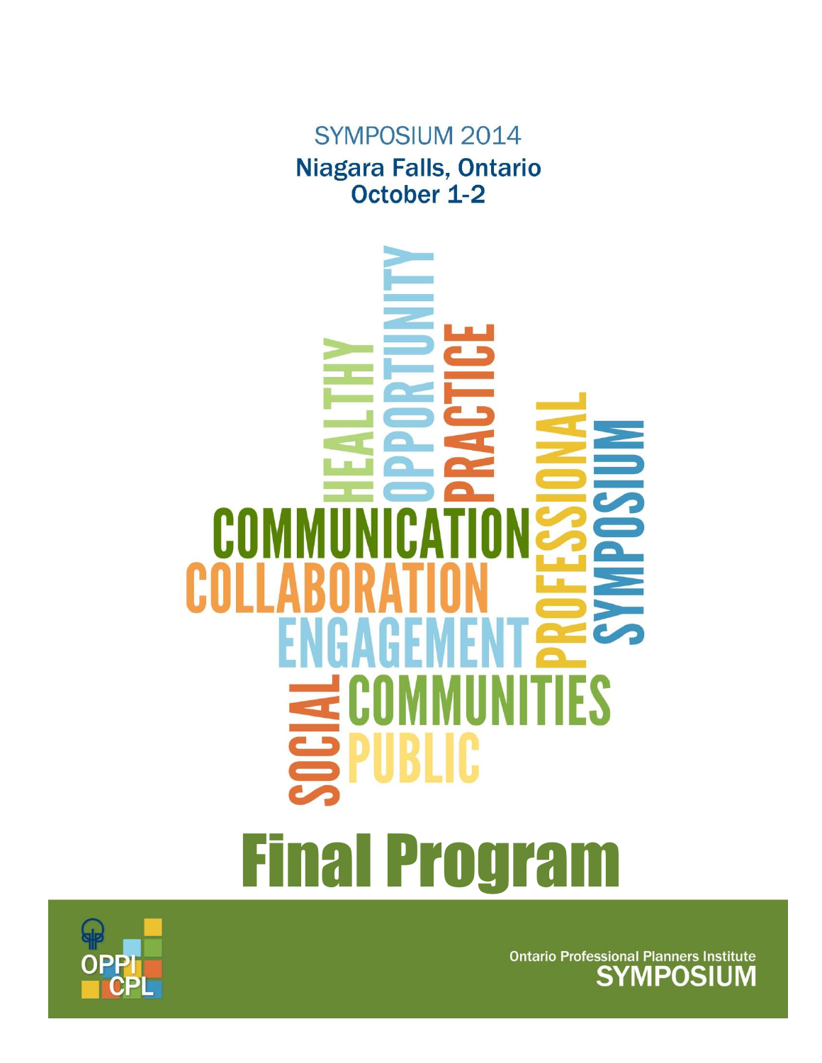SYMPOSIUM 2014

**Niagara Falls, Ontario**
**October 1-2**

HEALTHY OPPORTUNITY PRACTICE

COMMUNICATION

COLLABORATION

ENGAGEMENT

PROFESSIONAL SYMPOSIUM

SOCIAL COMMUNITIES

PUBLIC

# Final Program

OPPI CPL

Ontario Professional Planners Institute
**SYMPOSIUM**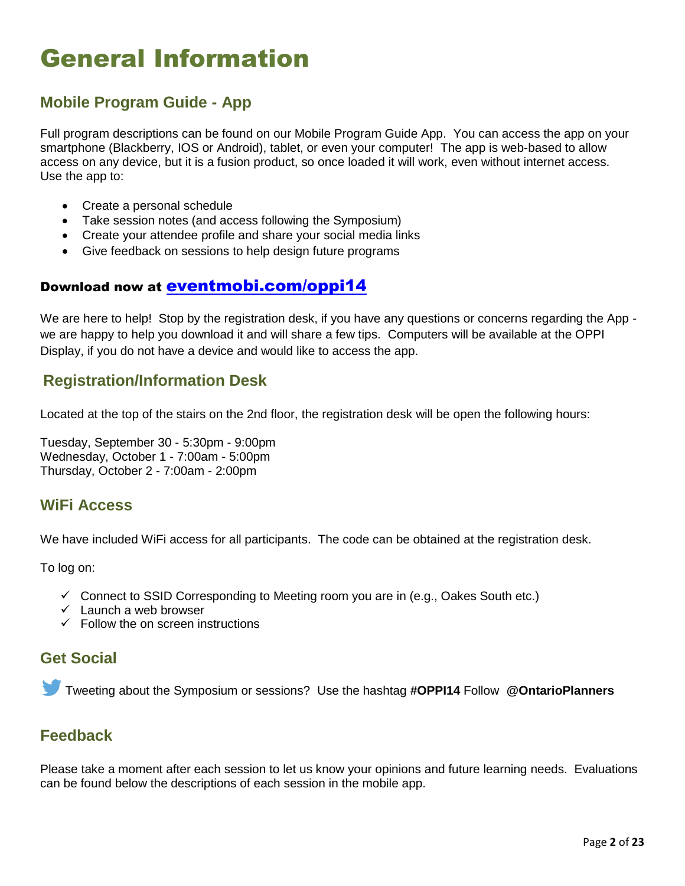# General Information

## Mobile Program Guide - App

Full program descriptions can be found on our Mobile Program Guide App. You can access the app on your smartphone (Blackberry, IOS or Android), tablet, or even your computer! The app is web-based to allow access on any device, but it is a fusion product, so once loaded it will work, even without internet access. Use the app to:

- Create a personal schedule
- Take session notes (and access following the Symposium)
- Create your attendee profile and share your social media links
- Give feedback on sessions to help design future programs

#### Download now at eventmobi.com/oppi14

We are here to help! Stop by the registration desk, if you have any questions or concerns regarding the App - we are happy to help you download it and will share a few tips. Computers will be available at the OPPI Display, if you do not have a device and would like to access the app.

## Registration/Information Desk

Located at the top of the stairs on the 2nd floor, the registration desk will be open the following hours:

Tuesday, September 30 - 5:30pm - 9:00pm
Wednesday, October 1 - 7:00am - 5:00pm
Thursday, October 2 - 7:00am - 2:00pm

## WiFi Access

We have included WiFi access for all participants. The code can be obtained at the registration desk.

To log on:

- ✓ Connect to SSID Corresponding to Meeting room you are in (e.g., Oakes South etc.)
- ✓ Launch a web browser
- ✓ Follow the on screen instructions

## Get Social

Tweeting about the Symposium or sessions? Use the hashtag **#OPPI14** Follow **@OntarioPlanners**

## Feedback

Please take a moment after each session to let us know your opinions and future learning needs. Evaluations can be found below the descriptions of each session in the mobile app.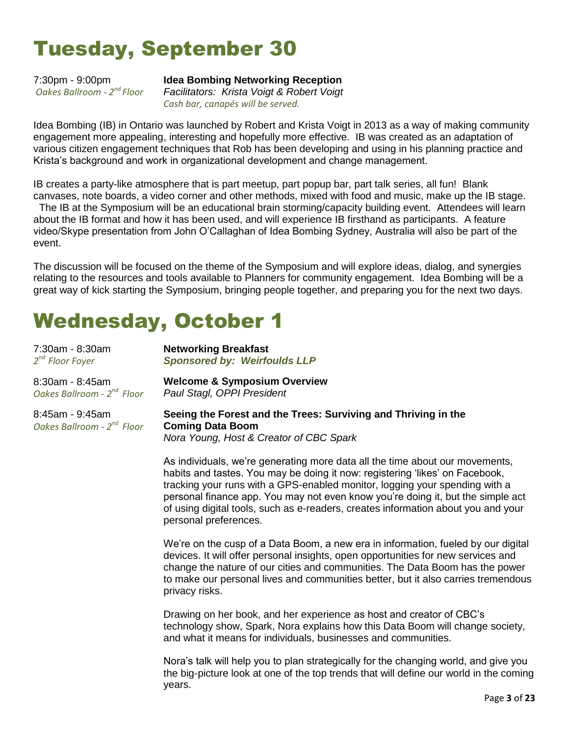# Tuesday, September 30

7:30pm - 9:00pm
*Oakes Ballroom - 2nd Floor*

**Idea Bombing Networking Reception**
*Facilitators: Krista Voigt & Robert Voigt*
*Cash bar, canapés will be served.*

Idea Bombing (IB) in Ontario was launched by Robert and Krista Voigt in 2013 as a way of making community engagement more appealing, interesting and hopefully more effective. IB was created as an adaptation of various citizen engagement techniques that Rob has been developing and using in his planning practice and Krista's background and work in organizational development and change management.

IB creates a party-like atmosphere that is part meetup, part popup bar, part talk series, all fun! Blank canvases, note boards, a video corner and other methods, mixed with food and music, make up the IB stage. The IB at the Symposium will be an educational brain storming/capacity building event. Attendees will learn about the IB format and how it has been used, and will experience IB firsthand as participants. A feature video/Skype presentation from John O'Callaghan of Idea Bombing Sydney, Australia will also be part of the event.

The discussion will be focused on the theme of the Symposium and will explore ideas, dialog, and synergies relating to the resources and tools available to Planners for community engagement. Idea Bombing will be a great way of kick starting the Symposium, bringing people together, and preparing you for the next two days.

# Wednesday, October 1

7:30am - 8:30am
*2nd Floor Foyer*

**Networking Breakfast**
***Sponsored by: Weirfoulds LLP***

8:30am - 8:45am
*Oakes Ballroom - 2nd Floor*

**Welcome & Symposium Overview**
*Paul Stagl, OPPI President*

8:45am - 9:45am
*Oakes Ballroom - 2nd Floor*

**Seeing the Forest and the Trees: Surviving and Thriving in the Coming Data Boom**
*Nora Young, Host & Creator of CBC Spark*

As individuals, we're generating more data all the time about our movements, habits and tastes. You may be doing it now: registering 'likes' on Facebook, tracking your runs with a GPS-enabled monitor, logging your spending with a personal finance app. You may not even know you're doing it, but the simple act of using digital tools, such as e-readers, creates information about you and your personal preferences.

We're on the cusp of a Data Boom, a new era in information, fueled by our digital devices. It will offer personal insights, open opportunities for new services and change the nature of our cities and communities. The Data Boom has the power to make our personal lives and communities better, but it also carries tremendous privacy risks.

Drawing on her book, and her experience as host and creator of CBC's technology show, Spark, Nora explains how this Data Boom will change society, and what it means for individuals, businesses and communities.

Nora's talk will help you to plan strategically for the changing world, and give you the big-picture look at one of the top trends that will define our world in the coming years.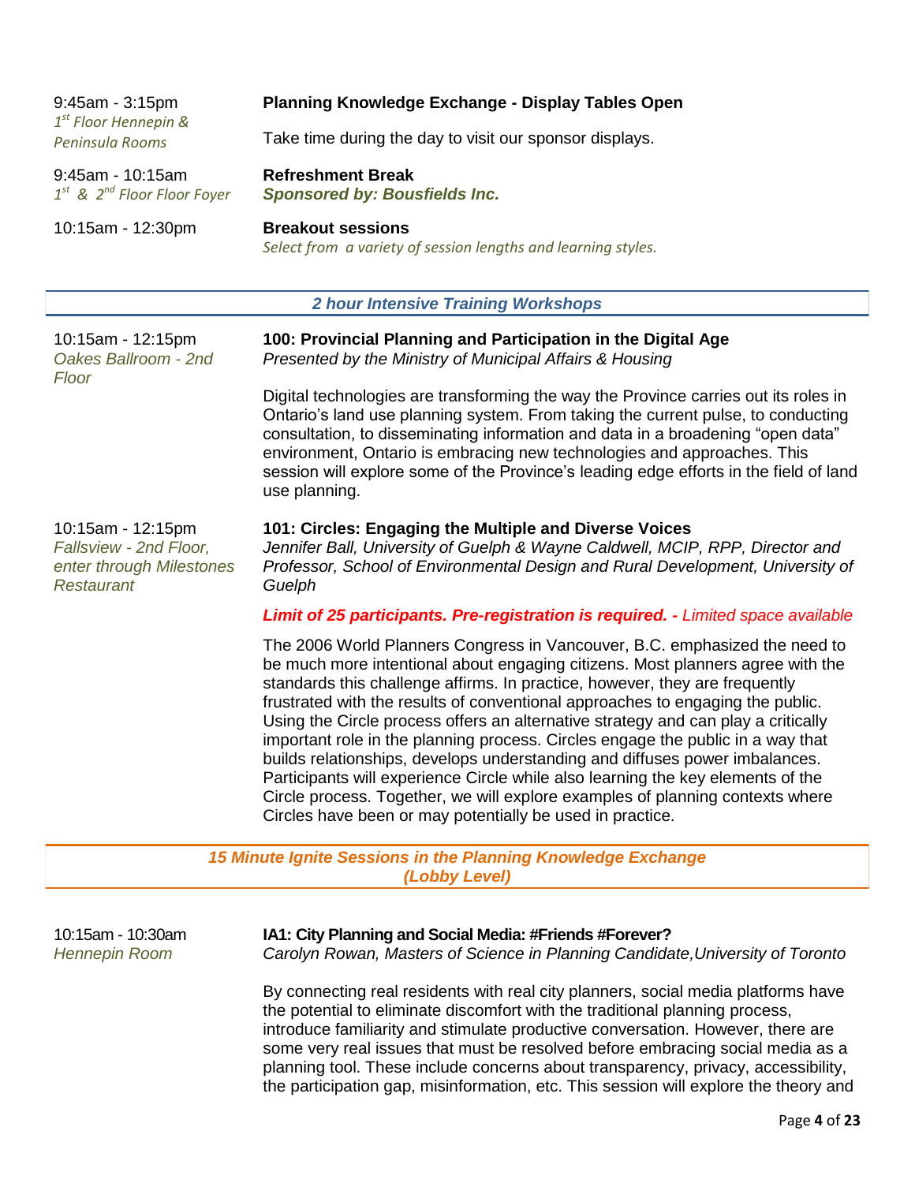9:45am - 3:15pm
*1st Floor Hennepin & Peninsula Rooms*

**Planning Knowledge Exchange - Display Tables Open**

Take time during the day to visit our sponsor displays.

9:45am - 10:15am
*1st & 2nd Floor Floor Foyer*

**Refreshment Break**
***Sponsored by: Bousfields Inc.***

10:15am - 12:30pm

**Breakout sessions**
*Select from a variety of session lengths and learning styles.*

## *2 hour Intensive Training Workshops*

10:15am - 12:15pm
*Oakes Ballroom - 2nd Floor*

**100: Provincial Planning and Participation in the Digital Age**
*Presented by the Ministry of Municipal Affairs & Housing*

Digital technologies are transforming the way the Province carries out its roles in Ontario's land use planning system. From taking the current pulse, to conducting consultation, to disseminating information and data in a broadening "open data" environment, Ontario is embracing new technologies and approaches. This session will explore some of the Province's leading edge efforts in the field of land use planning.

10:15am - 12:15pm
*Fallsview - 2nd Floor, enter through Milestones Restaurant*

**101: Circles: Engaging the Multiple and Diverse Voices**
*Jennifer Ball, University of Guelph & Wayne Caldwell, MCIP, RPP, Director and Professor, School of Environmental Design and Rural Development, University of Guelph*

***Limit of 25 participants. Pre-registration is required. -*** *Limited space available*

The 2006 World Planners Congress in Vancouver, B.C. emphasized the need to be much more intentional about engaging citizens. Most planners agree with the standards this challenge affirms. In practice, however, they are frequently frustrated with the results of conventional approaches to engaging the public. Using the Circle process offers an alternative strategy and can play a critically important role in the planning process. Circles engage the public in a way that builds relationships, develops understanding and diffuses power imbalances. Participants will experience Circle while also learning the key elements of the Circle process. Together, we will explore examples of planning contexts where Circles have been or may potentially be used in practice.

## *15 Minute Ignite Sessions in the Planning Knowledge Exchange (Lobby Level)*

10:15am - 10:30am
*Hennepin Room*

**IA1: City Planning and Social Media: #Friends #Forever?**
*Carolyn Rowan, Masters of Science in Planning Candidate,University of Toronto*

By connecting real residents with real city planners, social media platforms have the potential to eliminate discomfort with the traditional planning process, introduce familiarity and stimulate productive conversation. However, there are some very real issues that must be resolved before embracing social media as a planning tool. These include concerns about transparency, privacy, accessibility, the participation gap, misinformation, etc. This session will explore the theory and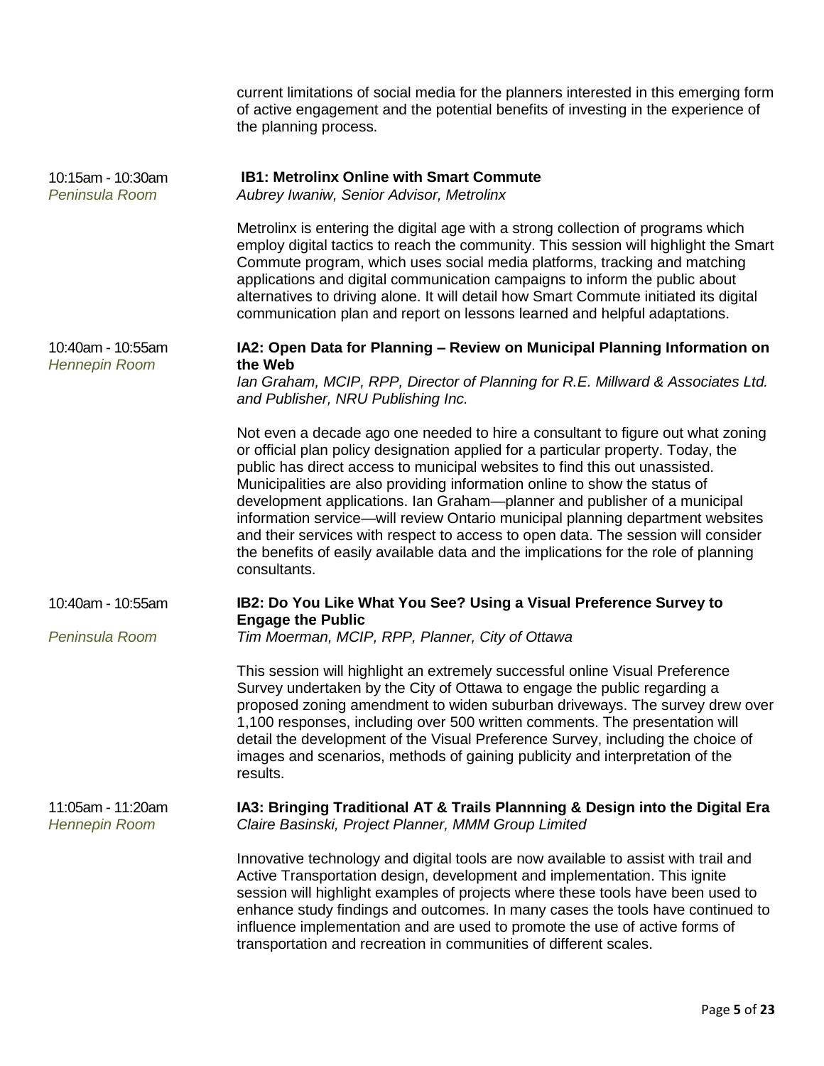current limitations of social media for the planners interested in this emerging form of active engagement and the potential benefits of investing in the experience of the planning process.

10:15am - 10:30am
*Peninsula Room*

**IB1: Metrolinx Online with Smart Commute**
*Aubrey Iwaniw, Senior Advisor, Metrolinx*

Metrolinx is entering the digital age with a strong collection of programs which employ digital tactics to reach the community. This session will highlight the Smart Commute program, which uses social media platforms, tracking and matching applications and digital communication campaigns to inform the public about alternatives to driving alone. It will detail how Smart Commute initiated its digital communication plan and report on lessons learned and helpful adaptations.

10:40am - 10:55am
*Hennepin Room*

**IA2: Open Data for Planning – Review on Municipal Planning Information on the Web**
*Ian Graham, MCIP, RPP, Director of Planning for R.E. Millward & Associates Ltd. and Publisher, NRU Publishing Inc.*

Not even a decade ago one needed to hire a consultant to figure out what zoning or official plan policy designation applied for a particular property. Today, the public has direct access to municipal websites to find this out unassisted. Municipalities are also providing information online to show the status of development applications. Ian Graham—planner and publisher of a municipal information service—will review Ontario municipal planning department websites and their services with respect to access to open data. The session will consider the benefits of easily available data and the implications for the role of planning consultants.

10:40am - 10:55am
*Peninsula Room*

**IB2: Do You Like What You See? Using a Visual Preference Survey to Engage the Public**
*Tim Moerman, MCIP, RPP, Planner, City of Ottawa*

This session will highlight an extremely successful online Visual Preference Survey undertaken by the City of Ottawa to engage the public regarding a proposed zoning amendment to widen suburban driveways. The survey drew over 1,100 responses, including over 500 written comments. The presentation will detail the development of the Visual Preference Survey, including the choice of images and scenarios, methods of gaining publicity and interpretation of the results.

11:05am - 11:20am
*Hennepin Room*

**IA3: Bringing Traditional AT & Trails Plannning & Design into the Digital Era**
*Claire Basinski, Project Planner, MMM Group Limited*

Innovative technology and digital tools are now available to assist with trail and Active Transportation design, development and implementation. This ignite session will highlight examples of projects where these tools have been used to enhance study findings and outcomes. In many cases the tools have continued to influence implementation and are used to promote the use of active forms of transportation and recreation in communities of different scales.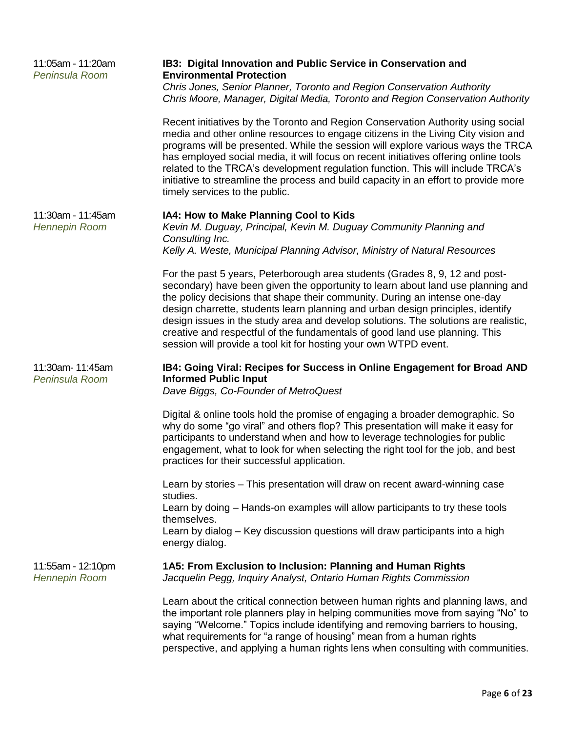11:05am - 11:20am
*Peninsula Room*

**IB3: Digital Innovation and Public Service in Conservation and Environmental Protection**
*Chris Jones, Senior Planner, Toronto and Region Conservation Authority*
*Chris Moore, Manager, Digital Media, Toronto and Region Conservation Authority*

Recent initiatives by the Toronto and Region Conservation Authority using social media and other online resources to engage citizens in the Living City vision and programs will be presented. While the session will explore various ways the TRCA has employed social media, it will focus on recent initiatives offering online tools related to the TRCA's development regulation function. This will include TRCA's initiative to streamline the process and build capacity in an effort to provide more timely services to the public.

11:30am - 11:45am
*Hennepin Room*

**IA4: How to Make Planning Cool to Kids**
*Kevin M. Duguay, Principal, Kevin M. Duguay Community Planning and Consulting Inc.*
*Kelly A. Weste, Municipal Planning Advisor, Ministry of Natural Resources*

For the past 5 years, Peterborough area students (Grades 8, 9, 12 and post-secondary) have been given the opportunity to learn about land use planning and the policy decisions that shape their community. During an intense one-day design charrette, students learn planning and urban design principles, identify design issues in the study area and develop solutions. The solutions are realistic, creative and respectful of the fundamentals of good land use planning. This session will provide a tool kit for hosting your own WTPD event.

11:30am- 11:45am
*Peninsula Room*

**IB4: Going Viral: Recipes for Success in Online Engagement for Broad AND Informed Public Input**
*Dave Biggs, Co-Founder of MetroQuest*

Digital & online tools hold the promise of engaging a broader demographic. So why do some "go viral" and others flop? This presentation will make it easy for participants to understand when and how to leverage technologies for public engagement, what to look for when selecting the right tool for the job, and best practices for their successful application.

Learn by stories – This presentation will draw on recent award-winning case studies.
Learn by doing – Hands-on examples will allow participants to try these tools themselves.
Learn by dialog – Key discussion questions will draw participants into a high energy dialog.

11:55am - 12:10pm
*Hennepin Room*

**1A5: From Exclusion to Inclusion: Planning and Human Rights**
*Jacquelin Pegg, Inquiry Analyst, Ontario Human Rights Commission*

Learn about the critical connection between human rights and planning laws, and the important role planners play in helping communities move from saying "No" to saying "Welcome." Topics include identifying and removing barriers to housing, what requirements for "a range of housing" mean from a human rights perspective, and applying a human rights lens when consulting with communities.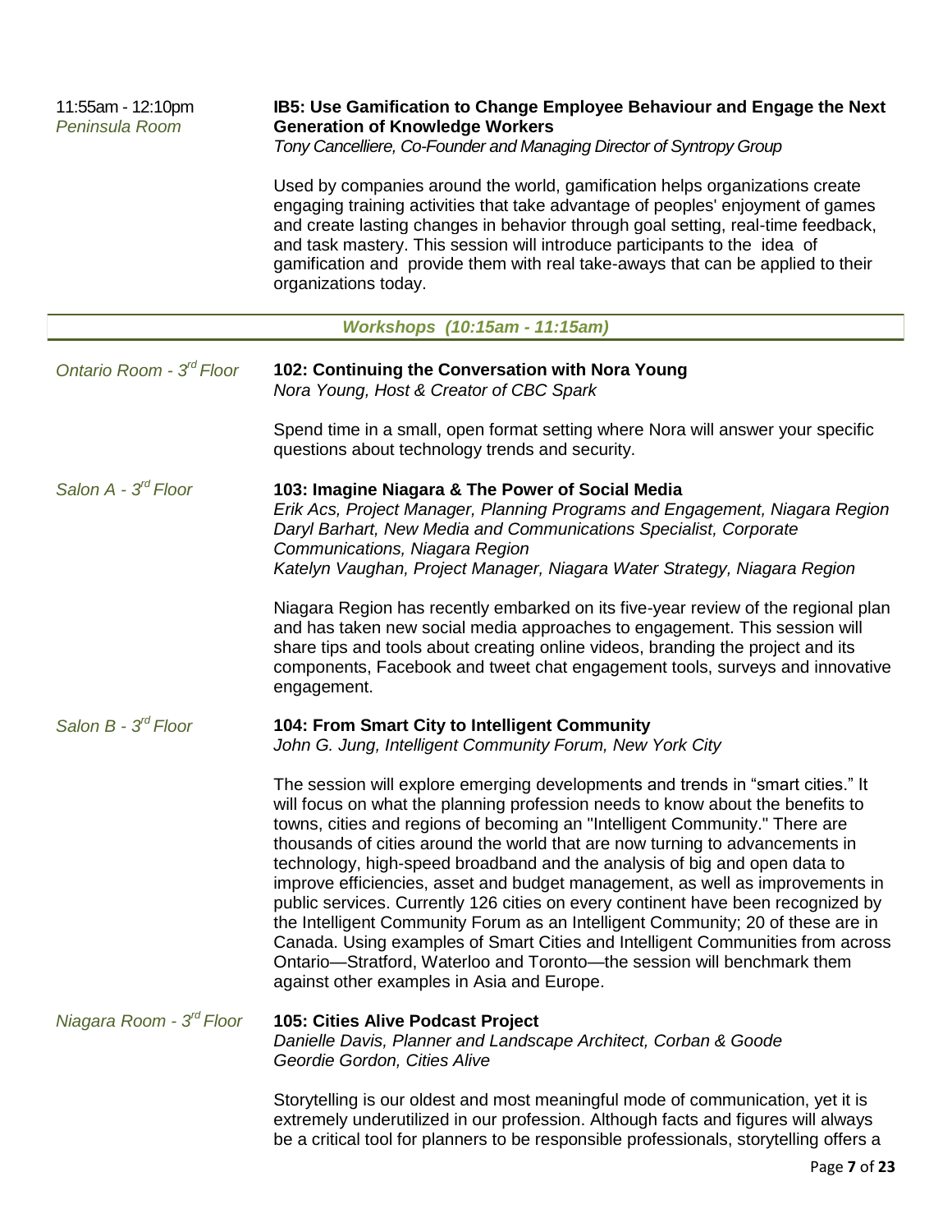11:55am - 12:10pm
*Peninsula Room*

**IB5: Use Gamification to Change Employee Behaviour and Engage the Next Generation of Knowledge Workers**
*Tony Cancelliere, Co-Founder and Managing Director of Syntropy Group*

Used by companies around the world, gamification helps organizations create engaging training activities that take advantage of peoples' enjoyment of games and create lasting changes in behavior through goal setting, real-time feedback, and task mastery. This session will introduce participants to the idea of gamification and provide them with real take-aways that can be applied to their organizations today.

---

***Workshops (10:15am - 11:15am)***

---

*Ontario Room - 3rd Floor*

**102: Continuing the Conversation with Nora Young**
*Nora Young, Host & Creator of CBC Spark*

Spend time in a small, open format setting where Nora will answer your specific questions about technology trends and security.

*Salon A - 3rd Floor*

**103: Imagine Niagara & The Power of Social Media**
*Erik Acs, Project Manager, Planning Programs and Engagement, Niagara Region*
*Daryl Barhart, New Media and Communications Specialist, Corporate Communications, Niagara Region*
*Katelyn Vaughan, Project Manager, Niagara Water Strategy, Niagara Region*

Niagara Region has recently embarked on its five-year review of the regional plan and has taken new social media approaches to engagement. This session will share tips and tools about creating online videos, branding the project and its components, Facebook and tweet chat engagement tools, surveys and innovative engagement.

*Salon B - 3rd Floor*

**104: From Smart City to Intelligent Community**
*John G. Jung, Intelligent Community Forum, New York City*

The session will explore emerging developments and trends in "smart cities." It will focus on what the planning profession needs to know about the benefits to towns, cities and regions of becoming an "Intelligent Community." There are thousands of cities around the world that are now turning to advancements in technology, high-speed broadband and the analysis of big and open data to improve efficiencies, asset and budget management, as well as improvements in public services. Currently 126 cities on every continent have been recognized by the Intelligent Community Forum as an Intelligent Community; 20 of these are in Canada. Using examples of Smart Cities and Intelligent Communities from across Ontario—Stratford, Waterloo and Toronto—the session will benchmark them against other examples in Asia and Europe.

*Niagara Room - 3rd Floor*

**105: Cities Alive Podcast Project**
*Danielle Davis, Planner and Landscape Architect, Corban & Goode*
*Geordie Gordon, Cities Alive*

Storytelling is our oldest and most meaningful mode of communication, yet it is extremely underutilized in our profession. Although facts and figures will always be a critical tool for planners to be responsible professionals, storytelling offers a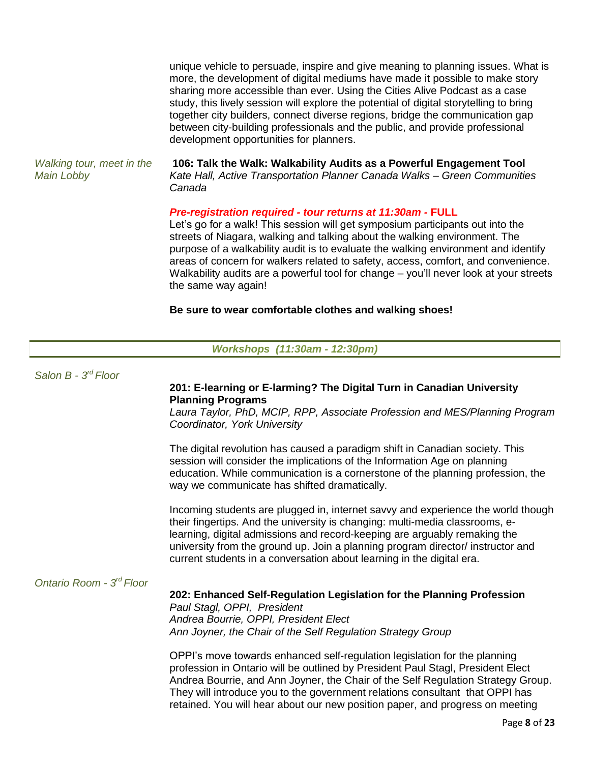unique vehicle to persuade, inspire and give meaning to planning issues. What is more, the development of digital mediums have made it possible to make story sharing more accessible than ever. Using the Cities Alive Podcast as a case study, this lively session will explore the potential of digital storytelling to bring together city builders, connect diverse regions, bridge the communication gap between city-building professionals and the public, and provide professional development opportunities for planners.

*Walking tour, meet in the Main Lobby*

**106: Talk the Walk: Walkability Audits as a Powerful Engagement Tool**
*Kate Hall, Active Transportation Planner Canada Walks – Green Communities Canada*

***Pre-registration required - tour returns at 11:30am* - FULL**

Let's go for a walk! This session will get symposium participants out into the streets of Niagara, walking and talking about the walking environment. The purpose of a walkability audit is to evaluate the walking environment and identify areas of concern for walkers related to safety, access, comfort, and convenience. Walkability audits are a powerful tool for change – you'll never look at your streets the same way again!

**Be sure to wear comfortable clothes and walking shoes!**

## *Workshops (11:30am - 12:30pm)*

*Salon B - 3rd Floor*

**201: E-learning or E-larming? The Digital Turn in Canadian University Planning Programs**
*Laura Taylor, PhD, MCIP, RPP, Associate Profession and MES/Planning Program Coordinator, York University*

The digital revolution has caused a paradigm shift in Canadian society. This session will consider the implications of the Information Age on planning education. While communication is a cornerstone of the planning profession, the way we communicate has shifted dramatically.

Incoming students are plugged in, internet savvy and experience the world though their fingertips. And the university is changing: multi-media classrooms, e-learning, digital admissions and record-keeping are arguably remaking the university from the ground up. Join a planning program director/ instructor and current students in a conversation about learning in the digital era.

*Ontario Room - 3rd Floor*

**202: Enhanced Self-Regulation Legislation for the Planning Profession**
*Paul Stagl, OPPI, President*
*Andrea Bourrie, OPPI, President Elect*
*Ann Joyner, the Chair of the Self Regulation Strategy Group*

OPPI's move towards enhanced self-regulation legislation for the planning profession in Ontario will be outlined by President Paul Stagl, President Elect Andrea Bourrie, and Ann Joyner, the Chair of the Self Regulation Strategy Group. They will introduce you to the government relations consultant that OPPI has retained. You will hear about our new position paper, and progress on meeting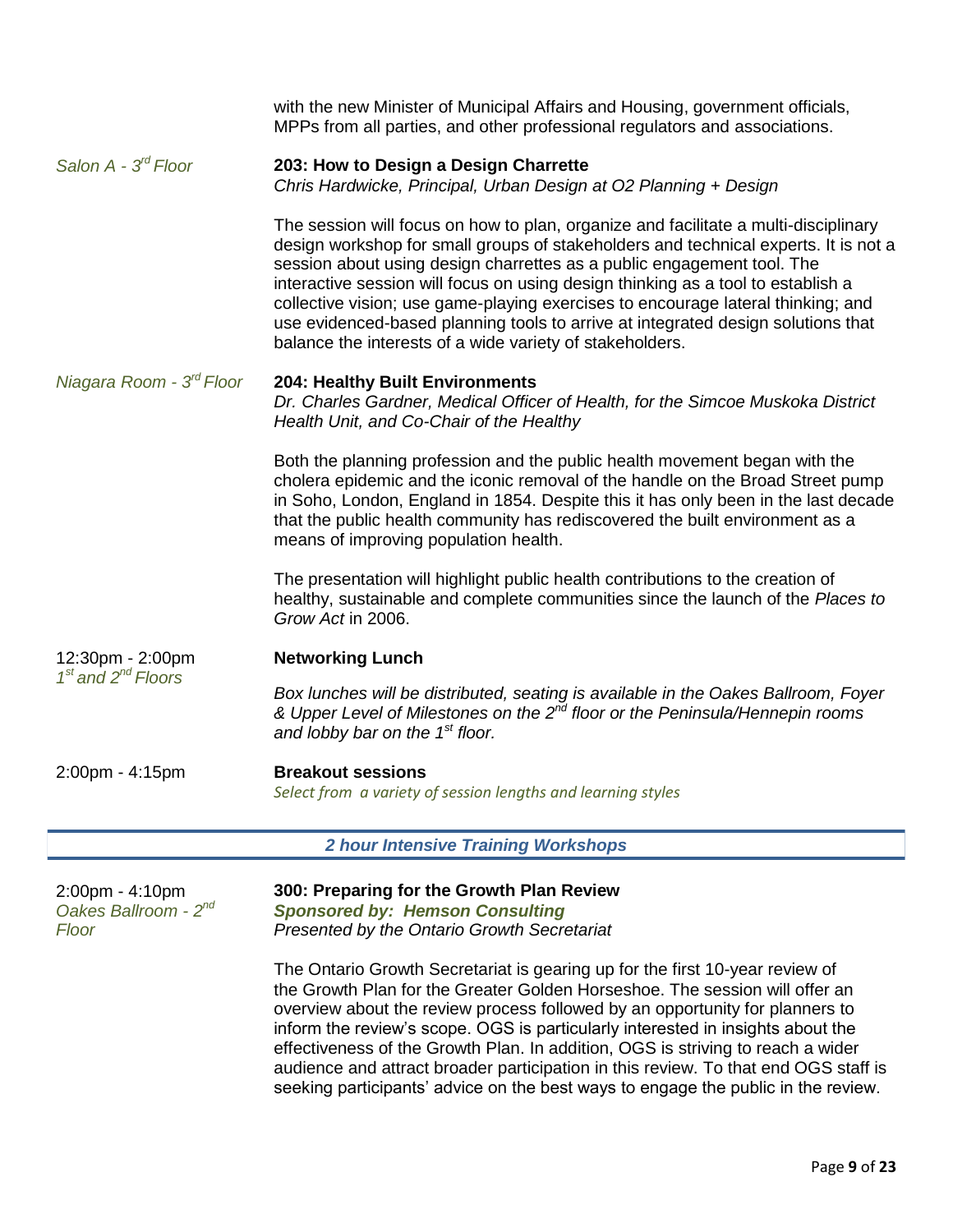with the new Minister of Municipal Affairs and Housing, government officials, MPPs from all parties, and other professional regulators and associations.

*Salon A - 3rd Floor*

**203: How to Design a Design Charrette**
*Chris Hardwicke, Principal, Urban Design at O2 Planning + Design*

The session will focus on how to plan, organize and facilitate a multi-disciplinary design workshop for small groups of stakeholders and technical experts. It is not a session about using design charrettes as a public engagement tool. The interactive session will focus on using design thinking as a tool to establish a collective vision; use game-playing exercises to encourage lateral thinking; and use evidenced-based planning tools to arrive at integrated design solutions that balance the interests of a wide variety of stakeholders.

*Niagara Room - 3rd Floor*

**204: Healthy Built Environments**
*Dr. Charles Gardner, Medical Officer of Health, for the Simcoe Muskoka District Health Unit, and Co-Chair of the Healthy*

Both the planning profession and the public health movement began with the cholera epidemic and the iconic removal of the handle on the Broad Street pump in Soho, London, England in 1854. Despite this it has only been in the last decade that the public health community has rediscovered the built environment as a means of improving population health.

The presentation will highlight public health contributions to the creation of healthy, sustainable and complete communities since the launch of the *Places to Grow Act* in 2006.

12:30pm - 2:00pm
*1st and 2nd Floors*

**Networking Lunch**

*Box lunches will be distributed, seating is available in the Oakes Ballroom, Foyer & Upper Level of Milestones on the 2nd floor or the Peninsula/Hennepin rooms and lobby bar on the 1st floor.*

2:00pm - 4:15pm

**Breakout sessions**
*Select from a variety of session lengths and learning styles*

## *2 hour Intensive Training Workshops*

2:00pm - 4:10pm
*Oakes Ballroom - 2nd Floor*

**300: Preparing for the Growth Plan Review**
***Sponsored by: Hemson Consulting***
*Presented by the Ontario Growth Secretariat*

The Ontario Growth Secretariat is gearing up for the first 10-year review of the Growth Plan for the Greater Golden Horseshoe. The session will offer an overview about the review process followed by an opportunity for planners to inform the review's scope. OGS is particularly interested in insights about the effectiveness of the Growth Plan. In addition, OGS is striving to reach a wider audience and attract broader participation in this review. To that end OGS staff is seeking participants' advice on the best ways to engage the public in the review.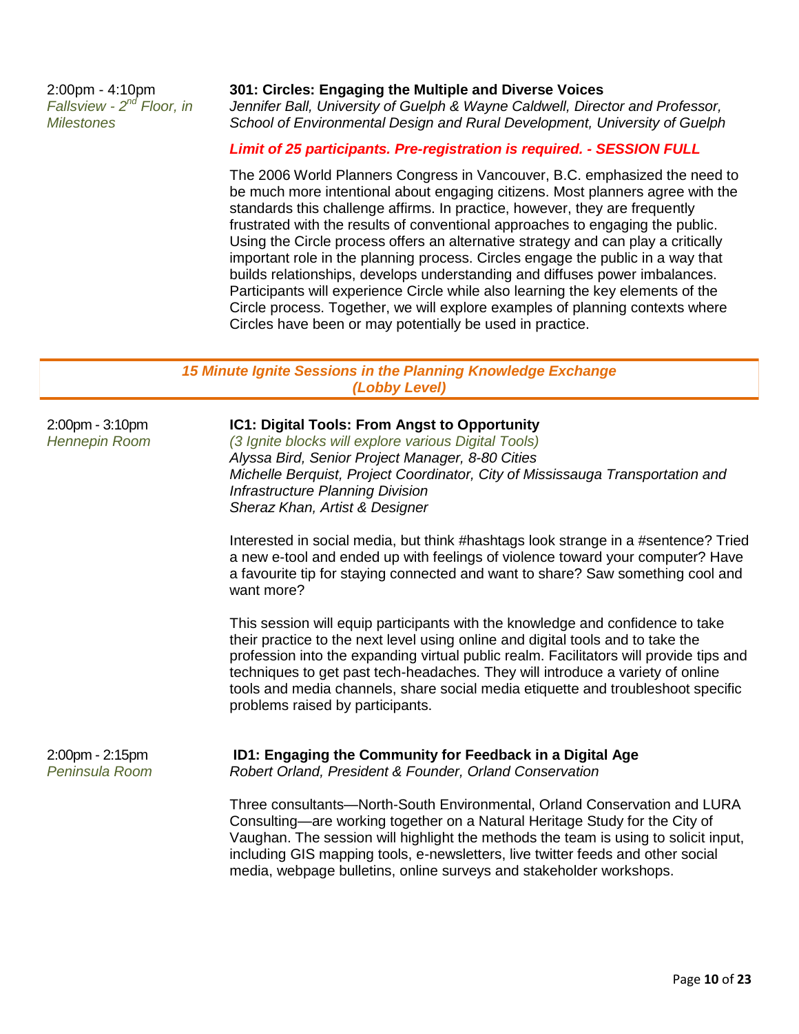2:00pm - 4:10pm
*Fallsview - 2nd Floor, in Milestones*

**301: Circles: Engaging the Multiple and Diverse Voices**
*Jennifer Ball, University of Guelph & Wayne Caldwell, Director and Professor, School of Environmental Design and Rural Development, University of Guelph*

***Limit of 25 participants. Pre-registration is required. - SESSION FULL***

The 2006 World Planners Congress in Vancouver, B.C. emphasized the need to be much more intentional about engaging citizens. Most planners agree with the standards this challenge affirms. In practice, however, they are frequently frustrated with the results of conventional approaches to engaging the public. Using the Circle process offers an alternative strategy and can play a critically important role in the planning process. Circles engage the public in a way that builds relationships, develops understanding and diffuses power imbalances. Participants will experience Circle while also learning the key elements of the Circle process. Together, we will explore examples of planning contexts where Circles have been or may potentially be used in practice.

---

## *15 Minute Ignite Sessions in the Planning Knowledge Exchange (Lobby Level)*

---

2:00pm - 3:10pm
*Hennepin Room*

**IC1: Digital Tools: From Angst to Opportunity**
*(3 Ignite blocks will explore various Digital Tools)*
*Alyssa Bird, Senior Project Manager, 8-80 Cities*
*Michelle Berquist, Project Coordinator, City of Mississauga Transportation and Infrastructure Planning Division*
*Sheraz Khan, Artist & Designer*

Interested in social media, but think #hashtags look strange in a #sentence? Tried a new e-tool and ended up with feelings of violence toward your computer? Have a favourite tip for staying connected and want to share? Saw something cool and want more?

This session will equip participants with the knowledge and confidence to take their practice to the next level using online and digital tools and to take the profession into the expanding virtual public realm. Facilitators will provide tips and techniques to get past tech-headaches. They will introduce a variety of online tools and media channels, share social media etiquette and troubleshoot specific problems raised by participants.

2:00pm - 2:15pm
*Peninsula Room*

**ID1: Engaging the Community for Feedback in a Digital Age**
*Robert Orland, President & Founder, Orland Conservation*

Three consultants—North-South Environmental, Orland Conservation and LURA Consulting—are working together on a Natural Heritage Study for the City of Vaughan. The session will highlight the methods the team is using to solicit input, including GIS mapping tools, e-newsletters, live twitter feeds and other social media, webpage bulletins, online surveys and stakeholder workshops.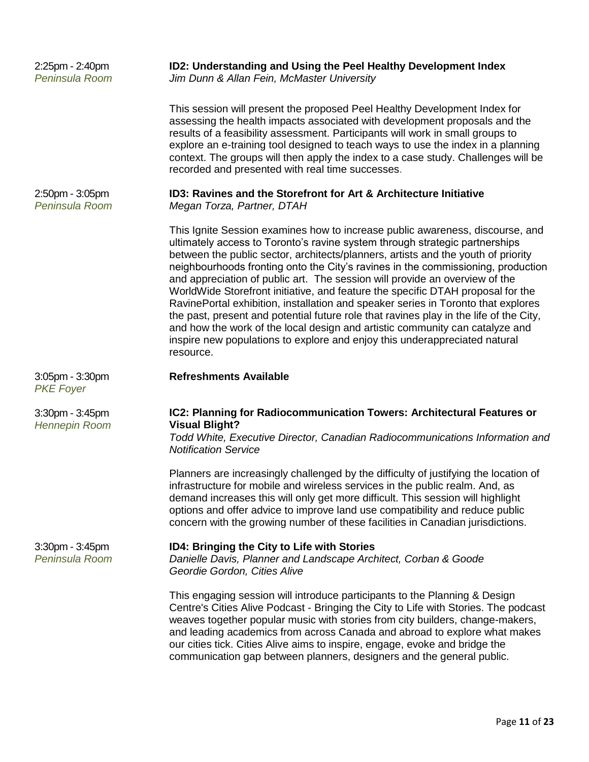2:25pm - 2:40pm
*Peninsula Room*

**ID2: Understanding and Using the Peel Healthy Development Index**
*Jim Dunn & Allan Fein, McMaster University*

This session will present the proposed Peel Healthy Development Index for assessing the health impacts associated with development proposals and the results of a feasibility assessment. Participants will work in small groups to explore an e-training tool designed to teach ways to use the index in a planning context. The groups will then apply the index to a case study. Challenges will be recorded and presented with real time successes.

2:50pm - 3:05pm
*Peninsula Room*

**ID3: Ravines and the Storefront for Art & Architecture Initiative**
*Megan Torza, Partner, DTAH*

This Ignite Session examines how to increase public awareness, discourse, and ultimately access to Toronto's ravine system through strategic partnerships between the public sector, architects/planners, artists and the youth of priority neighbourhoods fronting onto the City's ravines in the commissioning, production and appreciation of public art. The session will provide an overview of the WorldWide Storefront initiative, and feature the specific DTAH proposal for the RavinePortal exhibition, installation and speaker series in Toronto that explores the past, present and potential future role that ravines play in the life of the City, and how the work of the local design and artistic community can catalyze and inspire new populations to explore and enjoy this underappreciated natural resource.

3:05pm - 3:30pm
*PKE Foyer*

**Refreshments Available**

3:30pm - 3:45pm
*Hennepin Room*

**IC2: Planning for Radiocommunication Towers: Architectural Features or Visual Blight?**
*Todd White, Executive Director, Canadian Radiocommunications Information and Notification Service*

Planners are increasingly challenged by the difficulty of justifying the location of infrastructure for mobile and wireless services in the public realm. And, as demand increases this will only get more difficult. This session will highlight options and offer advice to improve land use compatibility and reduce public concern with the growing number of these facilities in Canadian jurisdictions.

3:30pm - 3:45pm
*Peninsula Room*

**ID4: Bringing the City to Life with Stories**
*Danielle Davis, Planner and Landscape Architect, Corban & Goode*
*Geordie Gordon, Cities Alive*

This engaging session will introduce participants to the Planning & Design Centre's Cities Alive Podcast - Bringing the City to Life with Stories. The podcast weaves together popular music with stories from city builders, change-makers, and leading academics from across Canada and abroad to explore what makes our cities tick. Cities Alive aims to inspire, engage, evoke and bridge the communication gap between planners, designers and the general public.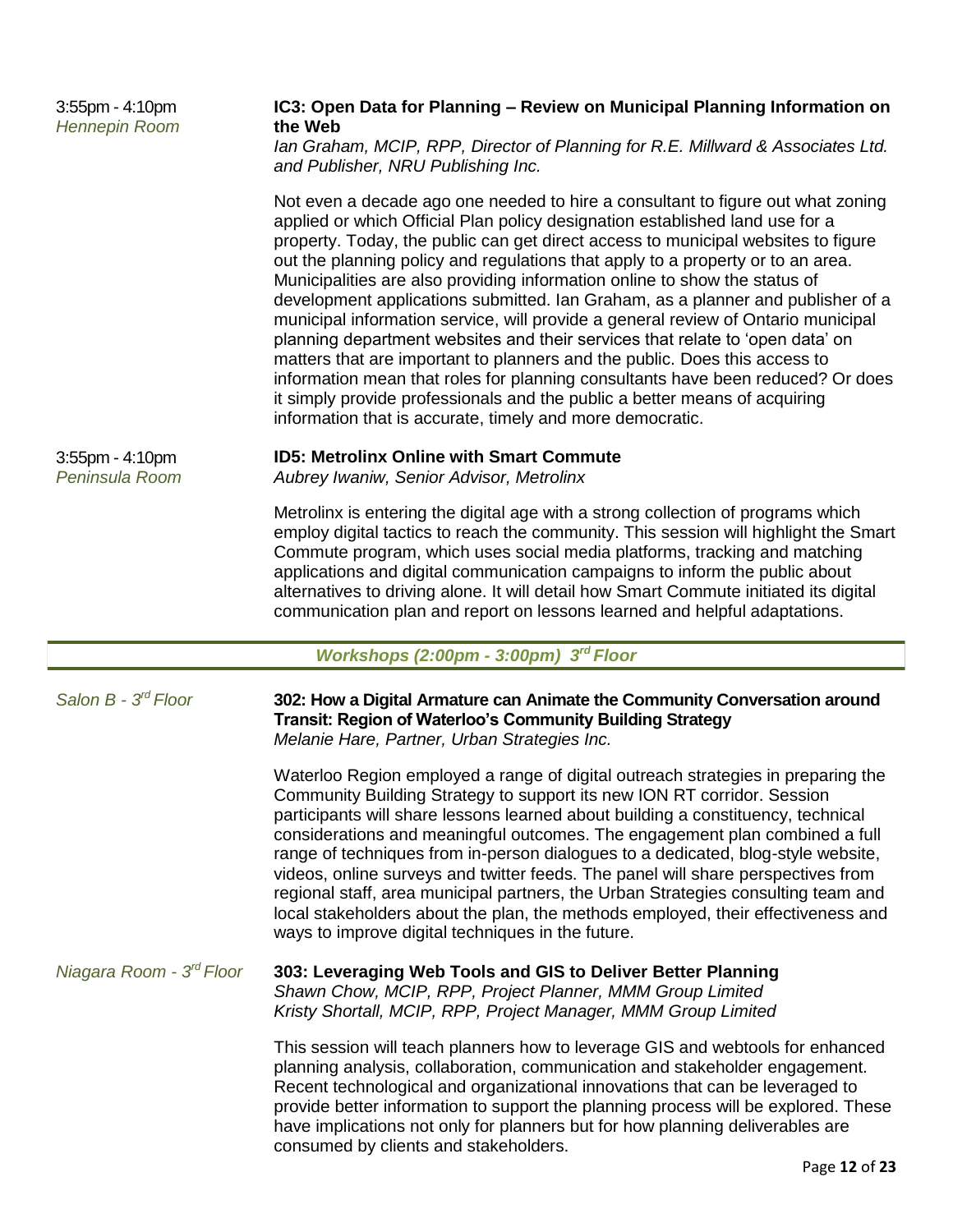3:55pm - 4:10pm
*Hennepin Room*

**IC3: Open Data for Planning – Review on Municipal Planning Information on the Web**
*Ian Graham, MCIP, RPP, Director of Planning for R.E. Millward & Associates Ltd. and Publisher, NRU Publishing Inc.*

Not even a decade ago one needed to hire a consultant to figure out what zoning applied or which Official Plan policy designation established land use for a property. Today, the public can get direct access to municipal websites to figure out the planning policy and regulations that apply to a property or to an area. Municipalities are also providing information online to show the status of development applications submitted. Ian Graham, as a planner and publisher of a municipal information service, will provide a general review of Ontario municipal planning department websites and their services that relate to 'open data' on matters that are important to planners and the public. Does this access to information mean that roles for planning consultants have been reduced? Or does it simply provide professionals and the public a better means of acquiring information that is accurate, timely and more democratic.

3:55pm - 4:10pm
*Peninsula Room*

**ID5: Metrolinx Online with Smart Commute**
*Aubrey Iwaniw, Senior Advisor, Metrolinx*

Metrolinx is entering the digital age with a strong collection of programs which employ digital tactics to reach the community. This session will highlight the Smart Commute program, which uses social media platforms, tracking and matching applications and digital communication campaigns to inform the public about alternatives to driving alone. It will detail how Smart Commute initiated its digital communication plan and report on lessons learned and helpful adaptations.

## *Workshops (2:00pm - 3:00pm) 3rd Floor*

*Salon B - 3rd Floor*

**302: How a Digital Armature can Animate the Community Conversation around Transit: Region of Waterloo's Community Building Strategy**
*Melanie Hare, Partner, Urban Strategies Inc.*

Waterloo Region employed a range of digital outreach strategies in preparing the Community Building Strategy to support its new ION RT corridor. Session participants will share lessons learned about building a constituency, technical considerations and meaningful outcomes. The engagement plan combined a full range of techniques from in-person dialogues to a dedicated, blog-style website, videos, online surveys and twitter feeds. The panel will share perspectives from regional staff, area municipal partners, the Urban Strategies consulting team and local stakeholders about the plan, the methods employed, their effectiveness and ways to improve digital techniques in the future.

*Niagara Room - 3rd Floor*

**303: Leveraging Web Tools and GIS to Deliver Better Planning**
*Shawn Chow, MCIP, RPP, Project Planner, MMM Group Limited*
*Kristy Shortall, MCIP, RPP, Project Manager, MMM Group Limited*

This session will teach planners how to leverage GIS and webtools for enhanced planning analysis, collaboration, communication and stakeholder engagement. Recent technological and organizational innovations that can be leveraged to provide better information to support the planning process will be explored. These have implications not only for planners but for how planning deliverables are consumed by clients and stakeholders.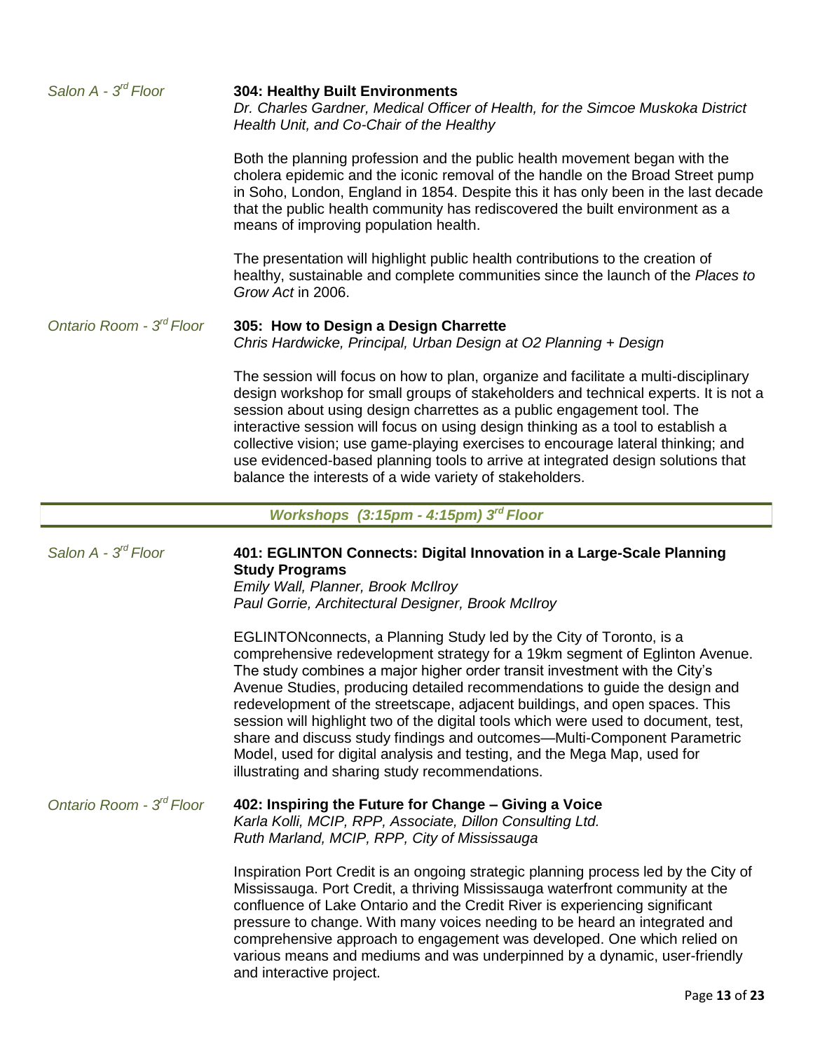*Salon A - 3rd Floor*

**304: Healthy Built Environments**
*Dr. Charles Gardner, Medical Officer of Health, for the Simcoe Muskoka District Health Unit, and Co-Chair of the Healthy*

Both the planning profession and the public health movement began with the cholera epidemic and the iconic removal of the handle on the Broad Street pump in Soho, London, England in 1854. Despite this it has only been in the last decade that the public health community has rediscovered the built environment as a means of improving population health.

The presentation will highlight public health contributions to the creation of healthy, sustainable and complete communities since the launch of the *Places to Grow Act* in 2006.

*Ontario Room - 3rd Floor*

**305: How to Design a Design Charrette**
*Chris Hardwicke, Principal, Urban Design at O2 Planning + Design*

The session will focus on how to plan, organize and facilitate a multi-disciplinary design workshop for small groups of stakeholders and technical experts. It is not a session about using design charrettes as a public engagement tool. The interactive session will focus on using design thinking as a tool to establish a collective vision; use game-playing exercises to encourage lateral thinking; and use evidenced-based planning tools to arrive at integrated design solutions that balance the interests of a wide variety of stakeholders.

## *Workshops (3:15pm - 4:15pm) 3rd Floor*

*Salon A - 3rd Floor*

**401: EGLINTON Connects: Digital Innovation in a Large-Scale Planning Study Programs**
*Emily Wall, Planner, Brook McIlroy*
*Paul Gorrie, Architectural Designer, Brook McIlroy*

EGLINTONconnects, a Planning Study led by the City of Toronto, is a comprehensive redevelopment strategy for a 19km segment of Eglinton Avenue. The study combines a major higher order transit investment with the City's Avenue Studies, producing detailed recommendations to guide the design and redevelopment of the streetscape, adjacent buildings, and open spaces. This session will highlight two of the digital tools which were used to document, test, share and discuss study findings and outcomes—Multi-Component Parametric Model, used for digital analysis and testing, and the Mega Map, used for illustrating and sharing study recommendations.

*Ontario Room - 3rd Floor*

**402: Inspiring the Future for Change – Giving a Voice**
*Karla Kolli, MCIP, RPP, Associate, Dillon Consulting Ltd.*
*Ruth Marland, MCIP, RPP, City of Mississauga*

Inspiration Port Credit is an ongoing strategic planning process led by the City of Mississauga. Port Credit, a thriving Mississauga waterfront community at the confluence of Lake Ontario and the Credit River is experiencing significant pressure to change. With many voices needing to be heard an integrated and comprehensive approach to engagement was developed. One which relied on various means and mediums and was underpinned by a dynamic, user-friendly and interactive project.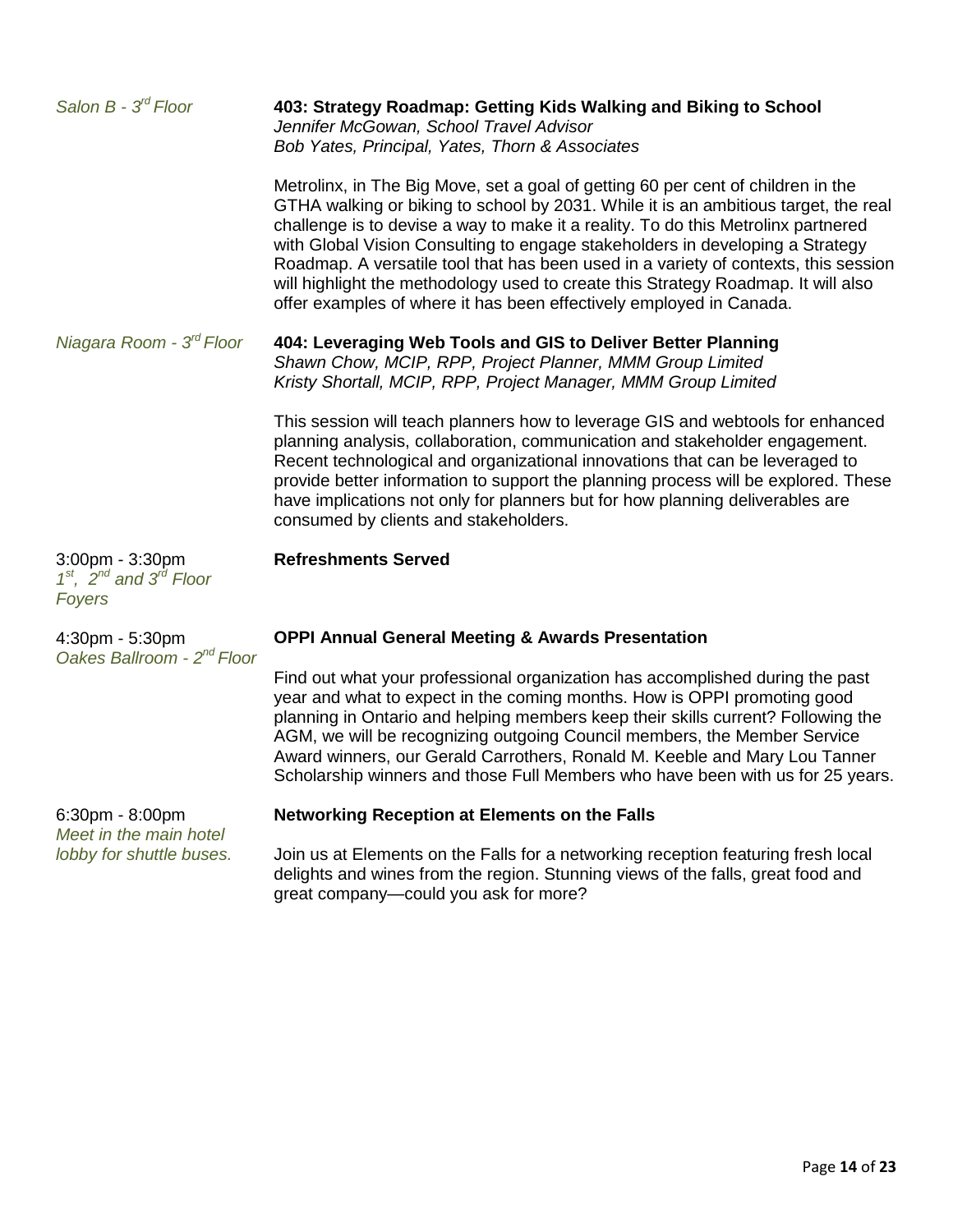*Salon B - 3rd Floor*

**403: Strategy Roadmap: Getting Kids Walking and Biking to School**
*Jennifer McGowan, School Travel Advisor*
*Bob Yates, Principal, Yates, Thorn & Associates*

Metrolinx, in The Big Move, set a goal of getting 60 per cent of children in the GTHA walking or biking to school by 2031. While it is an ambitious target, the real challenge is to devise a way to make it a reality. To do this Metrolinx partnered with Global Vision Consulting to engage stakeholders in developing a Strategy Roadmap. A versatile tool that has been used in a variety of contexts, this session will highlight the methodology used to create this Strategy Roadmap. It will also offer examples of where it has been effectively employed in Canada.

*Niagara Room - 3rd Floor*

**404: Leveraging Web Tools and GIS to Deliver Better Planning**
*Shawn Chow, MCIP, RPP, Project Planner, MMM Group Limited*
*Kristy Shortall, MCIP, RPP, Project Manager, MMM Group Limited*

This session will teach planners how to leverage GIS and webtools for enhanced planning analysis, collaboration, communication and stakeholder engagement. Recent technological and organizational innovations that can be leveraged to provide better information to support the planning process will be explored. These have implications not only for planners but for how planning deliverables are consumed by clients and stakeholders.

3:00pm - 3:30pm
*1st, 2nd and 3rd Floor Foyers*

**Refreshments Served**

4:30pm - 5:30pm
*Oakes Ballroom - 2nd Floor*

**OPPI Annual General Meeting & Awards Presentation**

Find out what your professional organization has accomplished during the past year and what to expect in the coming months. How is OPPI promoting good planning in Ontario and helping members keep their skills current? Following the AGM, we will be recognizing outgoing Council members, the Member Service Award winners, our Gerald Carrothers, Ronald M. Keeble and Mary Lou Tanner Scholarship winners and those Full Members who have been with us for 25 years.

6:30pm - 8:00pm
*Meet in the main hotel lobby for shuttle buses.*

**Networking Reception at Elements on the Falls**

Join us at Elements on the Falls for a networking reception featuring fresh local delights and wines from the region. Stunning views of the falls, great food and great company—could you ask for more?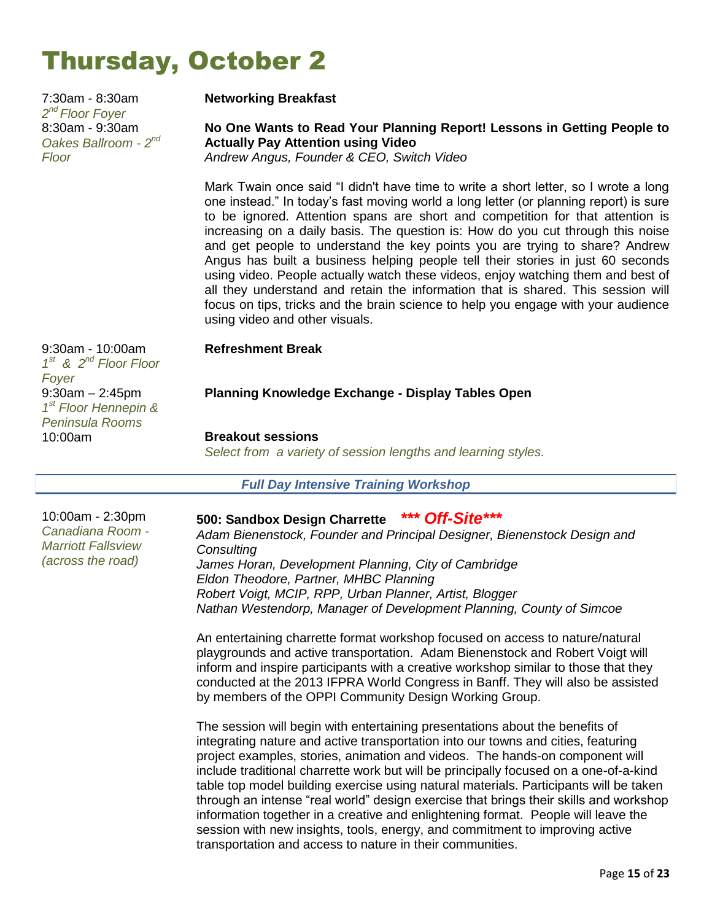# Thursday, October 2

7:30am - 8:30am
*2nd Floor Foyer*

**Networking Breakfast**

8:30am - 9:30am
*Oakes Ballroom - 2nd Floor*

**No One Wants to Read Your Planning Report! Lessons in Getting People to Actually Pay Attention using Video**
*Andrew Angus, Founder & CEO, Switch Video*

Mark Twain once said "I didn't have time to write a short letter, so I wrote a long one instead." In today's fast moving world a long letter (or planning report) is sure to be ignored. Attention spans are short and competition for that attention is increasing on a daily basis. The question is: How do you cut through this noise and get people to understand the key points you are trying to share? Andrew Angus has built a business helping people tell their stories in just 60 seconds using video. People actually watch these videos, enjoy watching them and best of all they understand and retain the information that is shared. This session will focus on tips, tricks and the brain science to help you engage with your audience using video and other visuals.

9:30am - 10:00am
*1st & 2nd Floor Floor Foyer*

**Refreshment Break**

9:30am – 2:45pm
*1st Floor Hennepin & Peninsula Rooms*

**Planning Knowledge Exchange - Display Tables Open**

10:00am

**Breakout sessions**
*Select from a variety of session lengths and learning styles.*

## *Full Day Intensive Training Workshop*

10:00am - 2:30pm
*Canadiana Room - Marriott Fallsview (across the road)*

**500: Sandbox Design Charrette** ***\*\*\* Off-Site\*\*\****
*Adam Bienenstock, Founder and Principal Designer, Bienenstock Design and Consulting*
*James Horan, Development Planning, City of Cambridge*
*Eldon Theodore, Partner, MHBC Planning*
*Robert Voigt, MCIP, RPP, Urban Planner, Artist, Blogger*
*Nathan Westendorp, Manager of Development Planning, County of Simcoe*

An entertaining charrette format workshop focused on access to nature/natural playgrounds and active transportation. Adam Bienenstock and Robert Voigt will inform and inspire participants with a creative workshop similar to those that they conducted at the 2013 IFPRA World Congress in Banff. They will also be assisted by members of the OPPI Community Design Working Group.

The session will begin with entertaining presentations about the benefits of integrating nature and active transportation into our towns and cities, featuring project examples, stories, animation and videos. The hands-on component will include traditional charrette work but will be principally focused on a one-of-a-kind table top model building exercise using natural materials. Participants will be taken through an intense "real world" design exercise that brings their skills and workshop information together in a creative and enlightening format. People will leave the session with new insights, tools, energy, and commitment to improving active transportation and access to nature in their communities.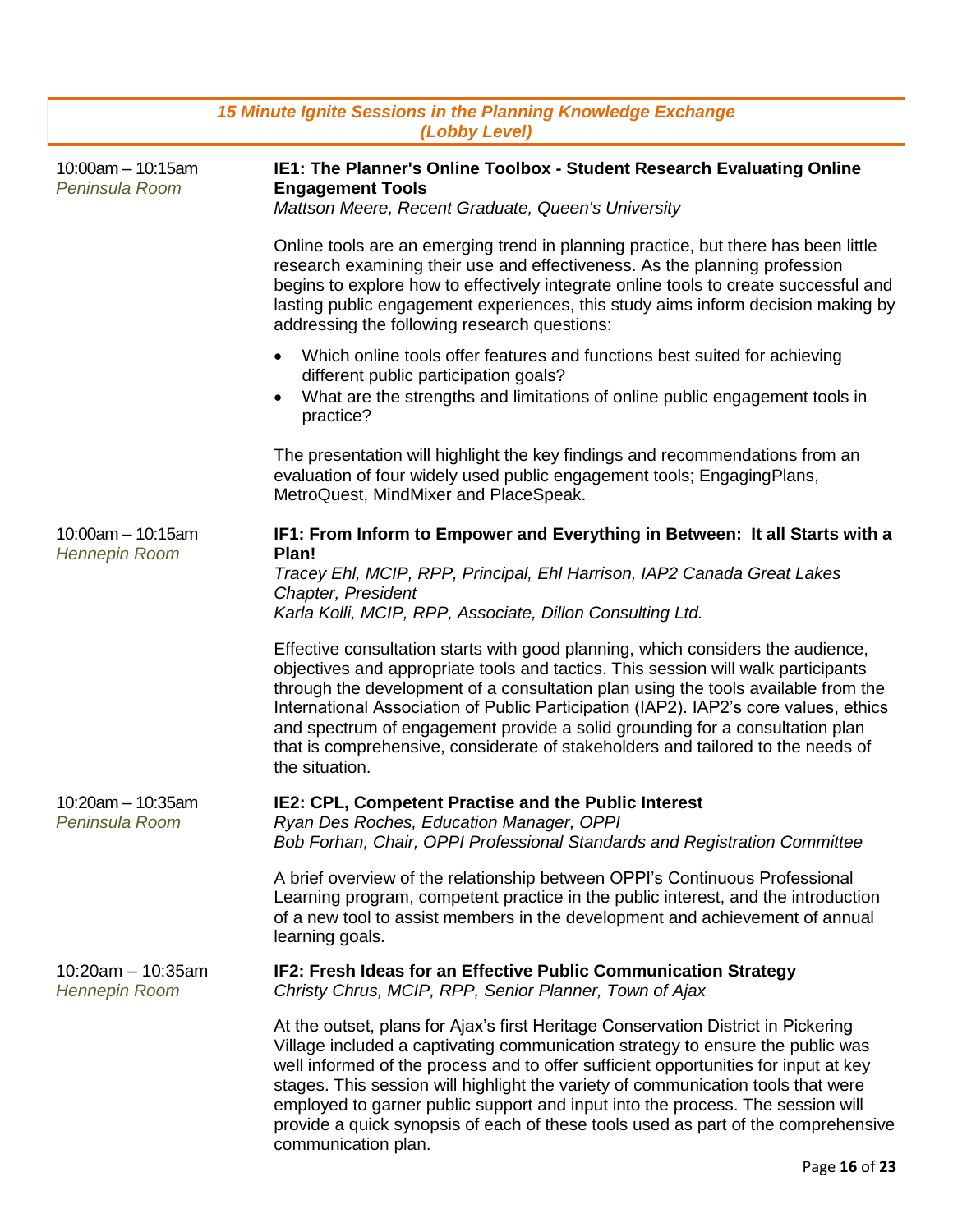## *15 Minute Ignite Sessions in the Planning Knowledge Exchange (Lobby Level)*

**10:00am – 10:15am**
*Peninsula Room*

### IE1: The Planner's Online Toolbox - Student Research Evaluating Online Engagement Tools

*Mattson Meere, Recent Graduate, Queen's University*

Online tools are an emerging trend in planning practice, but there has been little research examining their use and effectiveness. As the planning profession begins to explore how to effectively integrate online tools to create successful and lasting public engagement experiences, this study aims inform decision making by addressing the following research questions:

- Which online tools offer features and functions best suited for achieving different public participation goals?
- What are the strengths and limitations of online public engagement tools in practice?

The presentation will highlight the key findings and recommendations from an evaluation of four widely used public engagement tools; EngagingPlans, MetroQuest, MindMixer and PlaceSpeak.

**10:00am – 10:15am**
*Hennepin Room*

### IF1: From Inform to Empower and Everything in Between: It all Starts with a Plan!

*Tracey Ehl, MCIP, RPP, Principal, Ehl Harrison, IAP2 Canada Great Lakes Chapter, President*
*Karla Kolli, MCIP, RPP, Associate, Dillon Consulting Ltd.*

Effective consultation starts with good planning, which considers the audience, objectives and appropriate tools and tactics. This session will walk participants through the development of a consultation plan using the tools available from the International Association of Public Participation (IAP2). IAP2's core values, ethics and spectrum of engagement provide a solid grounding for a consultation plan that is comprehensive, considerate of stakeholders and tailored to the needs of the situation.

**10:20am – 10:35am**
*Peninsula Room*

### IE2: CPL, Competent Practise and the Public Interest

*Ryan Des Roches, Education Manager, OPPI*
*Bob Forhan, Chair, OPPI Professional Standards and Registration Committee*

A brief overview of the relationship between OPPI's Continuous Professional Learning program, competent practice in the public interest, and the introduction of a new tool to assist members in the development and achievement of annual learning goals.

**10:20am – 10:35am**
*Hennepin Room*

### IF2: Fresh Ideas for an Effective Public Communication Strategy

*Christy Chrus, MCIP, RPP, Senior Planner, Town of Ajax*

At the outset, plans for Ajax's first Heritage Conservation District in Pickering Village included a captivating communication strategy to ensure the public was well informed of the process and to offer sufficient opportunities for input at key stages. This session will highlight the variety of communication tools that were employed to garner public support and input into the process. The session will provide a quick synopsis of each of these tools used as part of the comprehensive communication plan.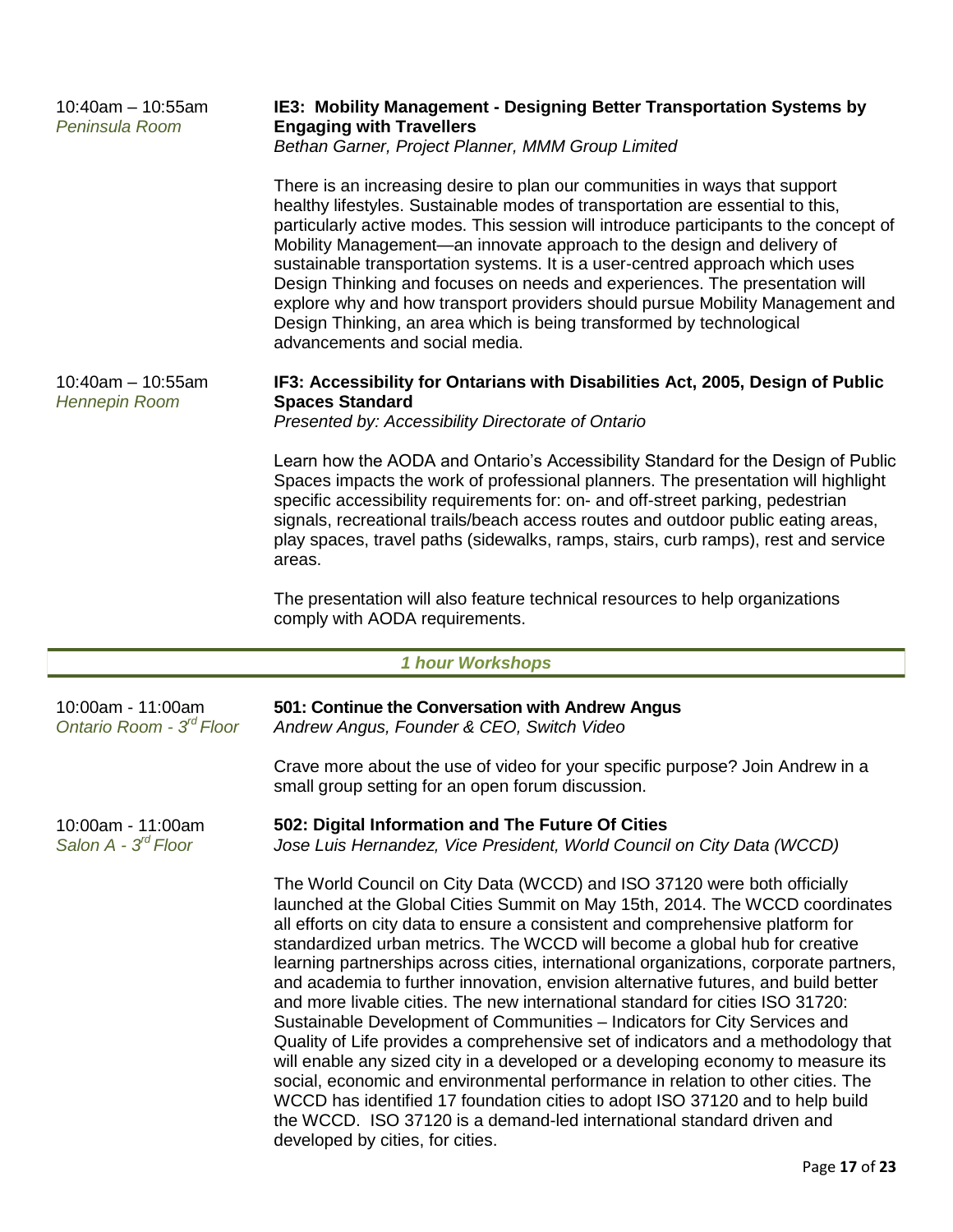10:40am – 10:55am
*Peninsula Room*

**IE3: Mobility Management - Designing Better Transportation Systems by Engaging with Travellers**
*Bethan Garner, Project Planner, MMM Group Limited*

There is an increasing desire to plan our communities in ways that support healthy lifestyles. Sustainable modes of transportation are essential to this, particularly active modes. This session will introduce participants to the concept of Mobility Management—an innovate approach to the design and delivery of sustainable transportation systems. It is a user-centred approach which uses Design Thinking and focuses on needs and experiences. The presentation will explore why and how transport providers should pursue Mobility Management and Design Thinking, an area which is being transformed by technological advancements and social media.

10:40am – 10:55am
*Hennepin Room*

**IF3: Accessibility for Ontarians with Disabilities Act, 2005, Design of Public Spaces Standard**
*Presented by: Accessibility Directorate of Ontario*

Learn how the AODA and Ontario's Accessibility Standard for the Design of Public Spaces impacts the work of professional planners. The presentation will highlight specific accessibility requirements for: on- and off-street parking, pedestrian signals, recreational trails/beach access routes and outdoor public eating areas, play spaces, travel paths (sidewalks, ramps, stairs, curb ramps), rest and service areas.

The presentation will also feature technical resources to help organizations comply with AODA requirements.

## *1 hour Workshops*

10:00am - 11:00am
*Ontario Room - 3rd Floor*

**501: Continue the Conversation with Andrew Angus**
*Andrew Angus, Founder & CEO, Switch Video*

Crave more about the use of video for your specific purpose? Join Andrew in a small group setting for an open forum discussion.

10:00am - 11:00am
*Salon A - 3rd Floor*

**502: Digital Information and The Future Of Cities**
*Jose Luis Hernandez, Vice President, World Council on City Data (WCCD)*

The World Council on City Data (WCCD) and ISO 37120 were both officially launched at the Global Cities Summit on May 15th, 2014. The WCCD coordinates all efforts on city data to ensure a consistent and comprehensive platform for standardized urban metrics. The WCCD will become a global hub for creative learning partnerships across cities, international organizations, corporate partners, and academia to further innovation, envision alternative futures, and build better and more livable cities. The new international standard for cities ISO 31720: Sustainable Development of Communities – Indicators for City Services and Quality of Life provides a comprehensive set of indicators and a methodology that will enable any sized city in a developed or a developing economy to measure its social, economic and environmental performance in relation to other cities. The WCCD has identified 17 foundation cities to adopt ISO 37120 and to help build the WCCD. ISO 37120 is a demand-led international standard driven and developed by cities, for cities.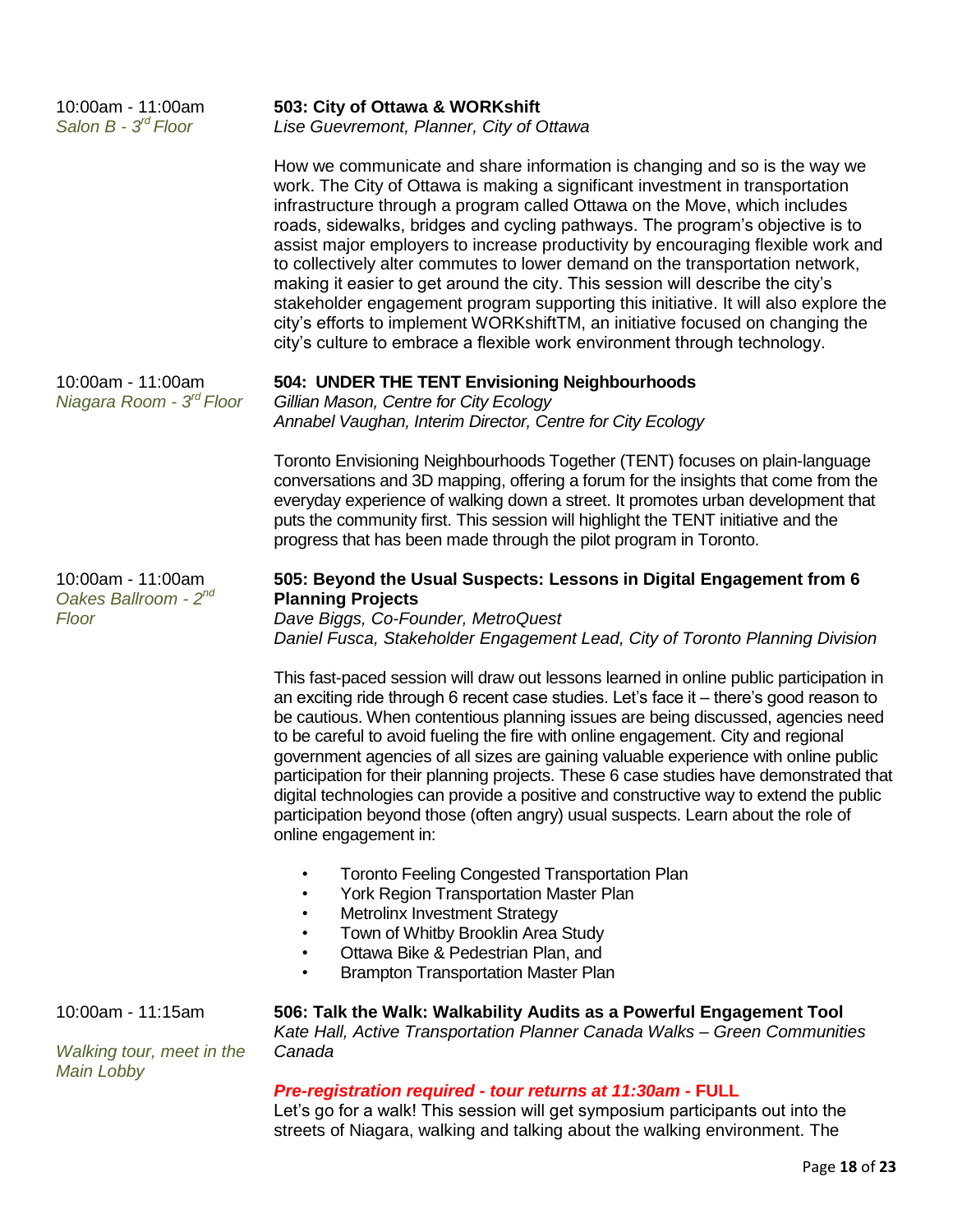10:00am - 11:00am
*Salon B - 3rd Floor*

**503: City of Ottawa & WORKshift**
*Lise Guevremont, Planner, City of Ottawa*

How we communicate and share information is changing and so is the way we work. The City of Ottawa is making a significant investment in transportation infrastructure through a program called Ottawa on the Move, which includes roads, sidewalks, bridges and cycling pathways. The program's objective is to assist major employers to increase productivity by encouraging flexible work and to collectively alter commutes to lower demand on the transportation network, making it easier to get around the city. This session will describe the city's stakeholder engagement program supporting this initiative. It will also explore the city's efforts to implement WORKshiftTM, an initiative focused on changing the city's culture to embrace a flexible work environment through technology.

10:00am - 11:00am
*Niagara Room - 3rd Floor*

**504: UNDER THE TENT Envisioning Neighbourhoods**
*Gillian Mason, Centre for City Ecology*
*Annabel Vaughan, Interim Director, Centre for City Ecology*

Toronto Envisioning Neighbourhoods Together (TENT) focuses on plain-language conversations and 3D mapping, offering a forum for the insights that come from the everyday experience of walking down a street. It promotes urban development that puts the community first. This session will highlight the TENT initiative and the progress that has been made through the pilot program in Toronto.

10:00am - 11:00am
*Oakes Ballroom - 2nd Floor*

**505: Beyond the Usual Suspects: Lessons in Digital Engagement from 6 Planning Projects**
*Dave Biggs, Co-Founder, MetroQuest*
*Daniel Fusca, Stakeholder Engagement Lead, City of Toronto Planning Division*

This fast-paced session will draw out lessons learned in online public participation in an exciting ride through 6 recent case studies. Let's face it – there's good reason to be cautious. When contentious planning issues are being discussed, agencies need to be careful to avoid fueling the fire with online engagement. City and regional government agencies of all sizes are gaining valuable experience with online public participation for their planning projects. These 6 case studies have demonstrated that digital technologies can provide a positive and constructive way to extend the public participation beyond those (often angry) usual suspects. Learn about the role of online engagement in:

- Toronto Feeling Congested Transportation Plan
- York Region Transportation Master Plan
- Metrolinx Investment Strategy
- Town of Whitby Brooklin Area Study
- Ottawa Bike & Pedestrian Plan, and
- Brampton Transportation Master Plan

10:00am - 11:15am

*Walking tour, meet in the Main Lobby*

**506: Talk the Walk: Walkability Audits as a Powerful Engagement Tool**
*Kate Hall, Active Transportation Planner Canada Walks – Green Communities Canada*

***Pre-registration required - tour returns at 11:30am -*** **FULL**
Let's go for a walk! This session will get symposium participants out into the streets of Niagara, walking and talking about the walking environment. The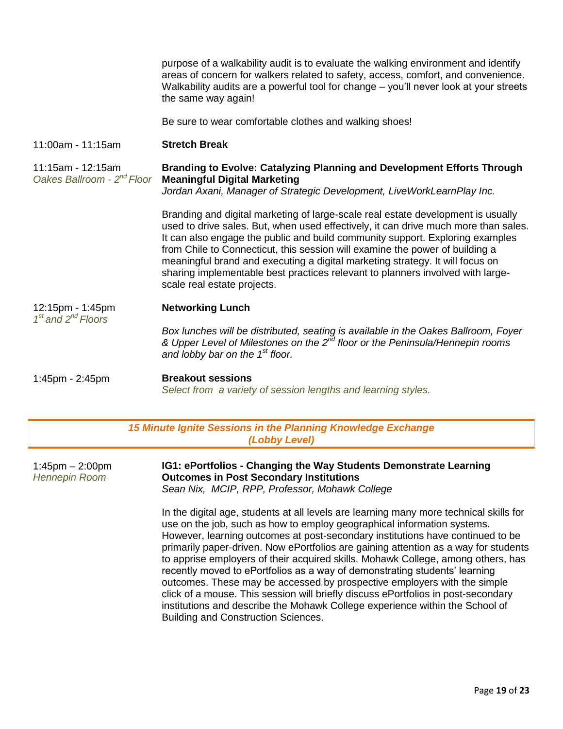purpose of a walkability audit is to evaluate the walking environment and identify areas of concern for walkers related to safety, access, comfort, and convenience. Walkability audits are a powerful tool for change – you'll never look at your streets the same way again!

Be sure to wear comfortable clothes and walking shoes!

11:00am - 11:15am **Stretch Break**

11:15am - 12:15am
*Oakes Ballroom - 2nd Floor*

**Branding to Evolve: Catalyzing Planning and Development Efforts Through Meaningful Digital Marketing**
*Jordan Axani, Manager of Strategic Development, LiveWorkLearnPlay Inc.*

Branding and digital marketing of large-scale real estate development is usually used to drive sales. But, when used effectively, it can drive much more than sales. It can also engage the public and build community support. Exploring examples from Chile to Connecticut, this session will examine the power of building a meaningful brand and executing a digital marketing strategy. It will focus on sharing implementable best practices relevant to planners involved with large-scale real estate projects.

12:15pm - 1:45pm
*1st and 2nd Floors*

**Networking Lunch**

*Box lunches will be distributed, seating is available in the Oakes Ballroom, Foyer & Upper Level of Milestones on the 2nd floor or the Peninsula/Hennepin rooms and lobby bar on the 1st floor.*

1:45pm - 2:45pm **Breakout sessions**
*Select from a variety of session lengths and learning styles.*

### *15 Minute Ignite Sessions in the Planning Knowledge Exchange (Lobby Level)*

1:45pm – 2:00pm
*Hennepin Room*

**IG1: ePortfolios - Changing the Way Students Demonstrate Learning Outcomes in Post Secondary Institutions**
*Sean Nix, MCIP, RPP, Professor, Mohawk College*

In the digital age, students at all levels are learning many more technical skills for use on the job, such as how to employ geographical information systems. However, learning outcomes at post-secondary institutions have continued to be primarily paper-driven. Now ePortfolios are gaining attention as a way for students to apprise employers of their acquired skills. Mohawk College, among others, has recently moved to ePortfolios as a way of demonstrating students' learning outcomes. These may be accessed by prospective employers with the simple click of a mouse. This session will briefly discuss ePortfolios in post-secondary institutions and describe the Mohawk College experience within the School of Building and Construction Sciences.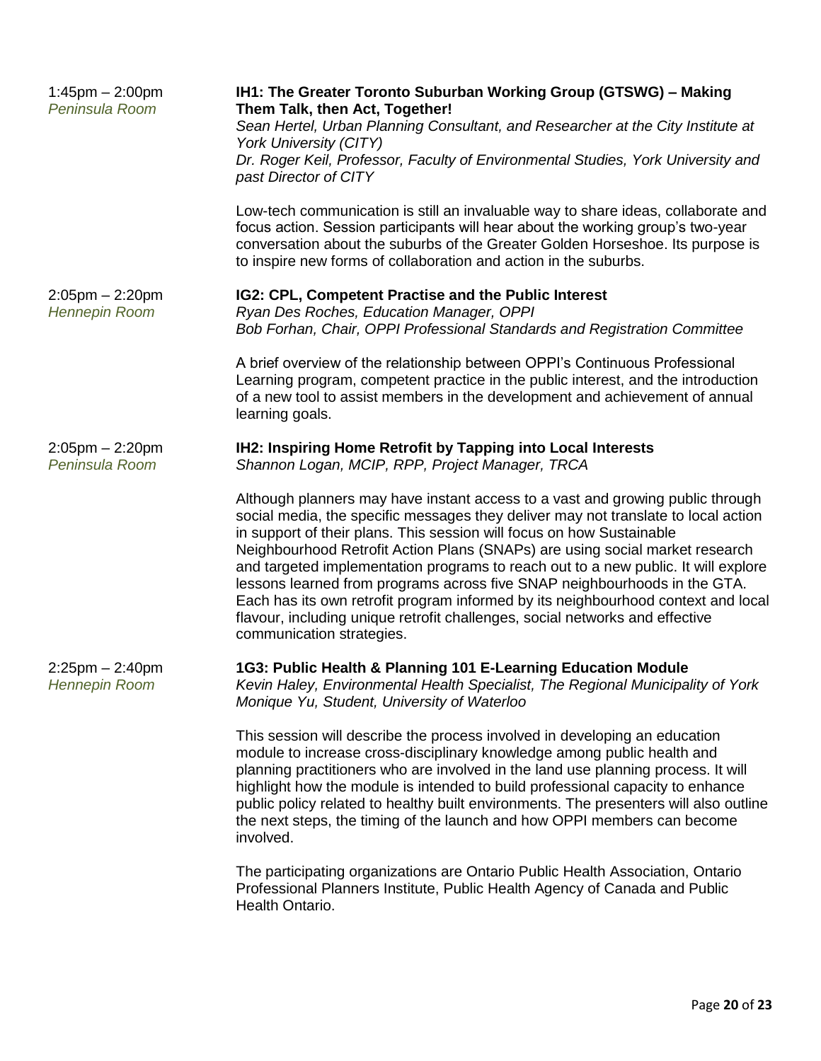1:45pm – 2:00pm
*Peninsula Room*

**IH1: The Greater Toronto Suburban Working Group (GTSWG) – Making Them Talk, then Act, Together!**
*Sean Hertel, Urban Planning Consultant, and Researcher at the City Institute at York University (CITY)*
*Dr. Roger Keil, Professor, Faculty of Environmental Studies, York University and past Director of CITY*

Low-tech communication is still an invaluable way to share ideas, collaborate and focus action. Session participants will hear about the working group's two-year conversation about the suburbs of the Greater Golden Horseshoe. Its purpose is to inspire new forms of collaboration and action in the suburbs.

2:05pm – 2:20pm
*Hennepin Room*

**IG2: CPL, Competent Practise and the Public Interest**
*Ryan Des Roches, Education Manager, OPPI*
*Bob Forhan, Chair, OPPI Professional Standards and Registration Committee*

A brief overview of the relationship between OPPI's Continuous Professional Learning program, competent practice in the public interest, and the introduction of a new tool to assist members in the development and achievement of annual learning goals.

2:05pm – 2:20pm
*Peninsula Room*

**IH2: Inspiring Home Retrofit by Tapping into Local Interests**
*Shannon Logan, MCIP, RPP, Project Manager, TRCA*

Although planners may have instant access to a vast and growing public through social media, the specific messages they deliver may not translate to local action in support of their plans. This session will focus on how Sustainable Neighbourhood Retrofit Action Plans (SNAPs) are using social market research and targeted implementation programs to reach out to a new public. It will explore lessons learned from programs across five SNAP neighbourhoods in the GTA. Each has its own retrofit program informed by its neighbourhood context and local flavour, including unique retrofit challenges, social networks and effective communication strategies.

2:25pm – 2:40pm
*Hennepin Room*

**1G3: Public Health & Planning 101 E-Learning Education Module**
*Kevin Haley, Environmental Health Specialist, The Regional Municipality of York*
*Monique Yu, Student, University of Waterloo*

This session will describe the process involved in developing an education module to increase cross-disciplinary knowledge among public health and planning practitioners who are involved in the land use planning process. It will highlight how the module is intended to build professional capacity to enhance public policy related to healthy built environments. The presenters will also outline the next steps, the timing of the launch and how OPPI members can become involved.

The participating organizations are Ontario Public Health Association, Ontario Professional Planners Institute, Public Health Agency of Canada and Public Health Ontario.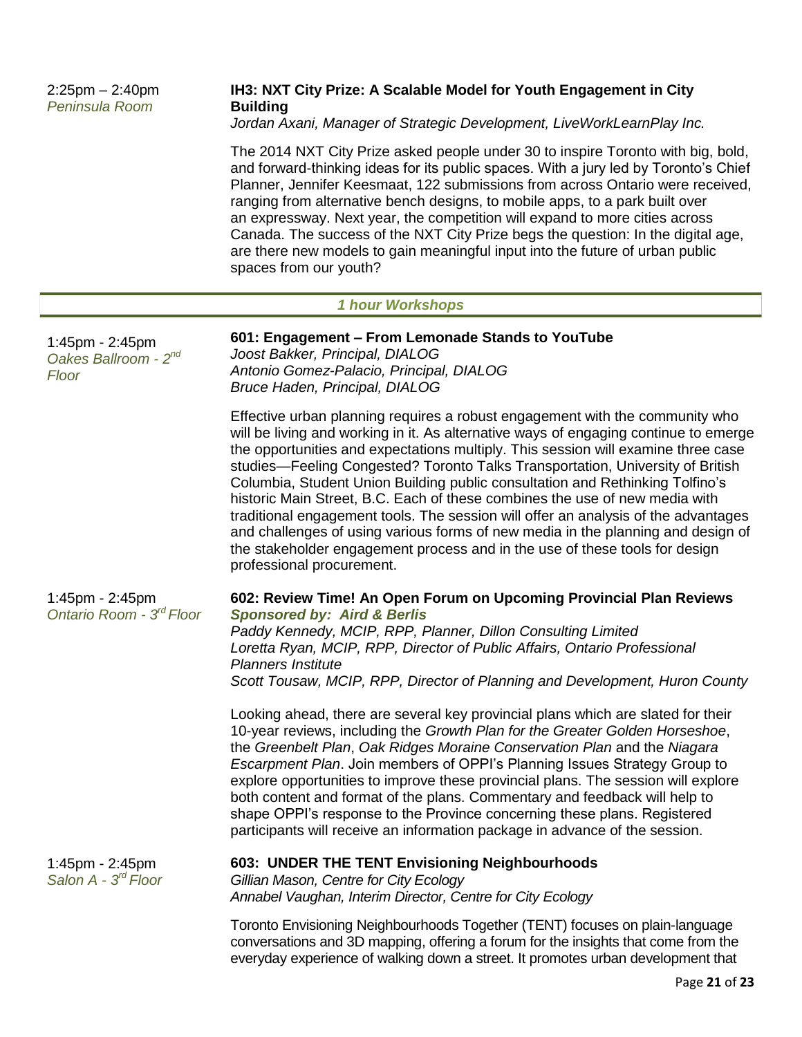2:25pm – 2:40pm
*Peninsula Room*

**IH3: NXT City Prize: A Scalable Model for Youth Engagement in City Building**
*Jordan Axani, Manager of Strategic Development, LiveWorkLearnPlay Inc.*

The 2014 NXT City Prize asked people under 30 to inspire Toronto with big, bold, and forward-thinking ideas for its public spaces. With a jury led by Toronto's Chief Planner, Jennifer Keesmaat, 122 submissions from across Ontario were received, ranging from alternative bench designs, to mobile apps, to a park built over an expressway. Next year, the competition will expand to more cities across Canada. The success of the NXT City Prize begs the question: In the digital age, are there new models to gain meaningful input into the future of urban public spaces from our youth?

## *1 hour Workshops*

1:45pm - 2:45pm
*Oakes Ballroom - 2nd Floor*

**601: Engagement – From Lemonade Stands to YouTube**
*Joost Bakker, Principal, DIALOG*
*Antonio Gomez-Palacio, Principal, DIALOG*
*Bruce Haden, Principal, DIALOG*

Effective urban planning requires a robust engagement with the community who will be living and working in it. As alternative ways of engaging continue to emerge the opportunities and expectations multiply. This session will examine three case studies—Feeling Congested? Toronto Talks Transportation, University of British Columbia, Student Union Building public consultation and Rethinking Tolfino's historic Main Street, B.C. Each of these combines the use of new media with traditional engagement tools. The session will offer an analysis of the advantages and challenges of using various forms of new media in the planning and design of the stakeholder engagement process and in the use of these tools for design professional procurement.

1:45pm - 2:45pm
*Ontario Room - 3rd Floor*

**602: Review Time! An Open Forum on Upcoming Provincial Plan Reviews**
***Sponsored by: Aird & Berlis***
*Paddy Kennedy, MCIP, RPP, Planner, Dillon Consulting Limited*
*Loretta Ryan, MCIP, RPP, Director of Public Affairs, Ontario Professional Planners Institute*
*Scott Tousaw, MCIP, RPP, Director of Planning and Development, Huron County*

Looking ahead, there are several key provincial plans which are slated for their 10-year reviews, including the *Growth Plan for the Greater Golden Horseshoe*, the *Greenbelt Plan*, *Oak Ridges Moraine Conservation Plan* and the *Niagara Escarpment Plan*. Join members of OPPI's Planning Issues Strategy Group to explore opportunities to improve these provincial plans. The session will explore both content and format of the plans. Commentary and feedback will help to shape OPPI's response to the Province concerning these plans. Registered participants will receive an information package in advance of the session.

1:45pm - 2:45pm
*Salon A - 3rd Floor*

**603: UNDER THE TENT Envisioning Neighbourhoods**
*Gillian Mason, Centre for City Ecology*
*Annabel Vaughan, Interim Director, Centre for City Ecology*

Toronto Envisioning Neighbourhoods Together (TENT) focuses on plain-language conversations and 3D mapping, offering a forum for the insights that come from the everyday experience of walking down a street. It promotes urban development that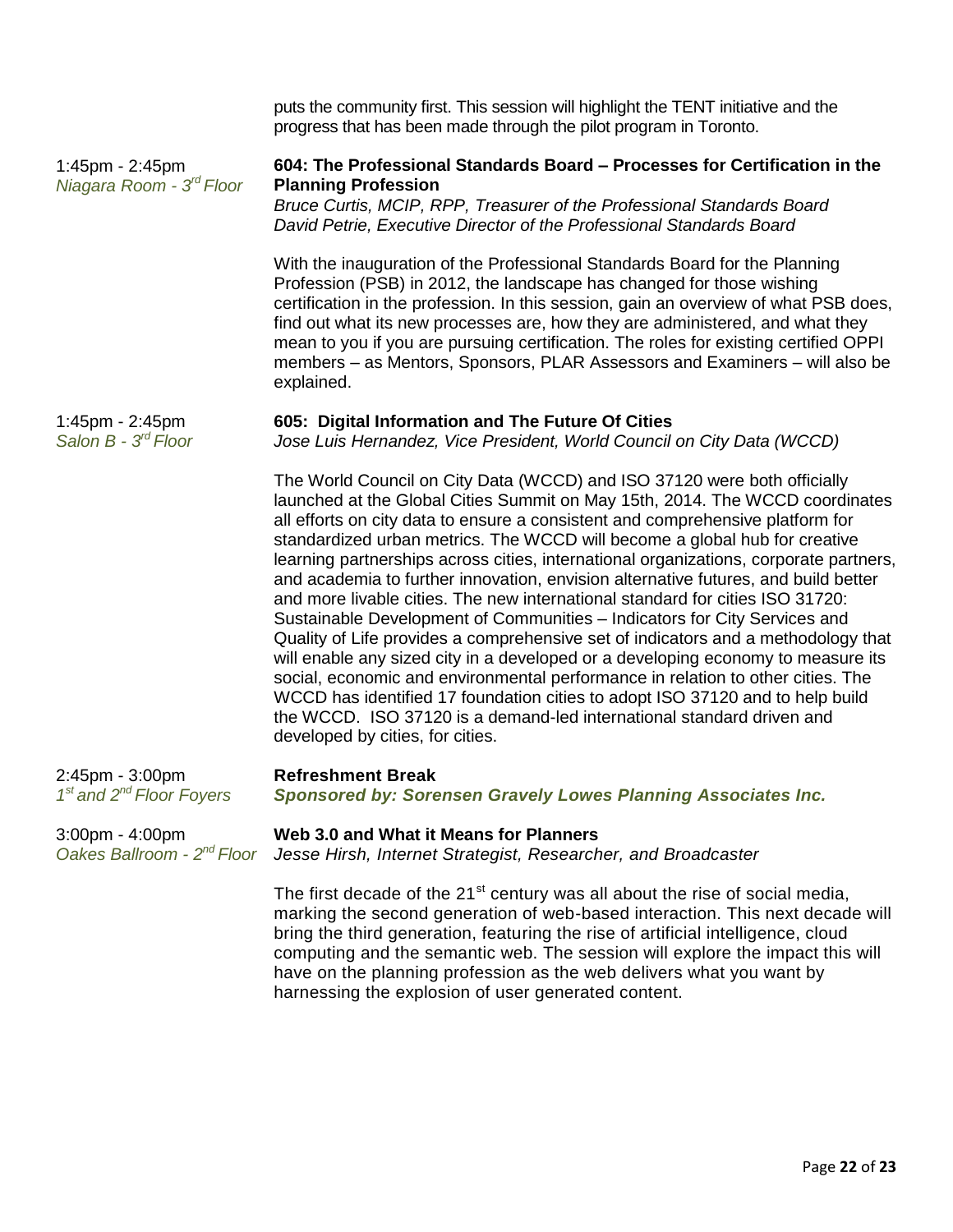puts the community first. This session will highlight the TENT initiative and the progress that has been made through the pilot program in Toronto.

1:45pm - 2:45pm
*Niagara Room - 3rd Floor*

**604: The Professional Standards Board – Processes for Certification in the Planning Profession**
*Bruce Curtis, MCIP, RPP, Treasurer of the Professional Standards Board*
*David Petrie, Executive Director of the Professional Standards Board*

With the inauguration of the Professional Standards Board for the Planning Profession (PSB) in 2012, the landscape has changed for those wishing certification in the profession. In this session, gain an overview of what PSB does, find out what its new processes are, how they are administered, and what they mean to you if you are pursuing certification. The roles for existing certified OPPI members – as Mentors, Sponsors, PLAR Assessors and Examiners – will also be explained.

1:45pm - 2:45pm
*Salon B - 3rd Floor*

**605: Digital Information and The Future Of Cities**
*Jose Luis Hernandez, Vice President, World Council on City Data (WCCD)*

The World Council on City Data (WCCD) and ISO 37120 were both officially launched at the Global Cities Summit on May 15th, 2014. The WCCD coordinates all efforts on city data to ensure a consistent and comprehensive platform for standardized urban metrics. The WCCD will become a global hub for creative learning partnerships across cities, international organizations, corporate partners, and academia to further innovation, envision alternative futures, and build better and more livable cities. The new international standard for cities ISO 31720: Sustainable Development of Communities – Indicators for City Services and Quality of Life provides a comprehensive set of indicators and a methodology that will enable any sized city in a developed or a developing economy to measure its social, economic and environmental performance in relation to other cities. The WCCD has identified 17 foundation cities to adopt ISO 37120 and to help build the WCCD. ISO 37120 is a demand-led international standard driven and developed by cities, for cities.

2:45pm - 3:00pm
*1st and 2nd Floor Foyers*

**Refreshment Break**
***Sponsored by: Sorensen Gravely Lowes Planning Associates Inc.***

3:00pm - 4:00pm
*Oakes Ballroom - 2nd Floor*

**Web 3.0 and What it Means for Planners**
*Jesse Hirsh, Internet Strategist, Researcher, and Broadcaster*

The first decade of the 21st century was all about the rise of social media, marking the second generation of web-based interaction. This next decade will bring the third generation, featuring the rise of artificial intelligence, cloud computing and the semantic web. The session will explore the impact this will have on the planning profession as the web delivers what you want by harnessing the explosion of user generated content.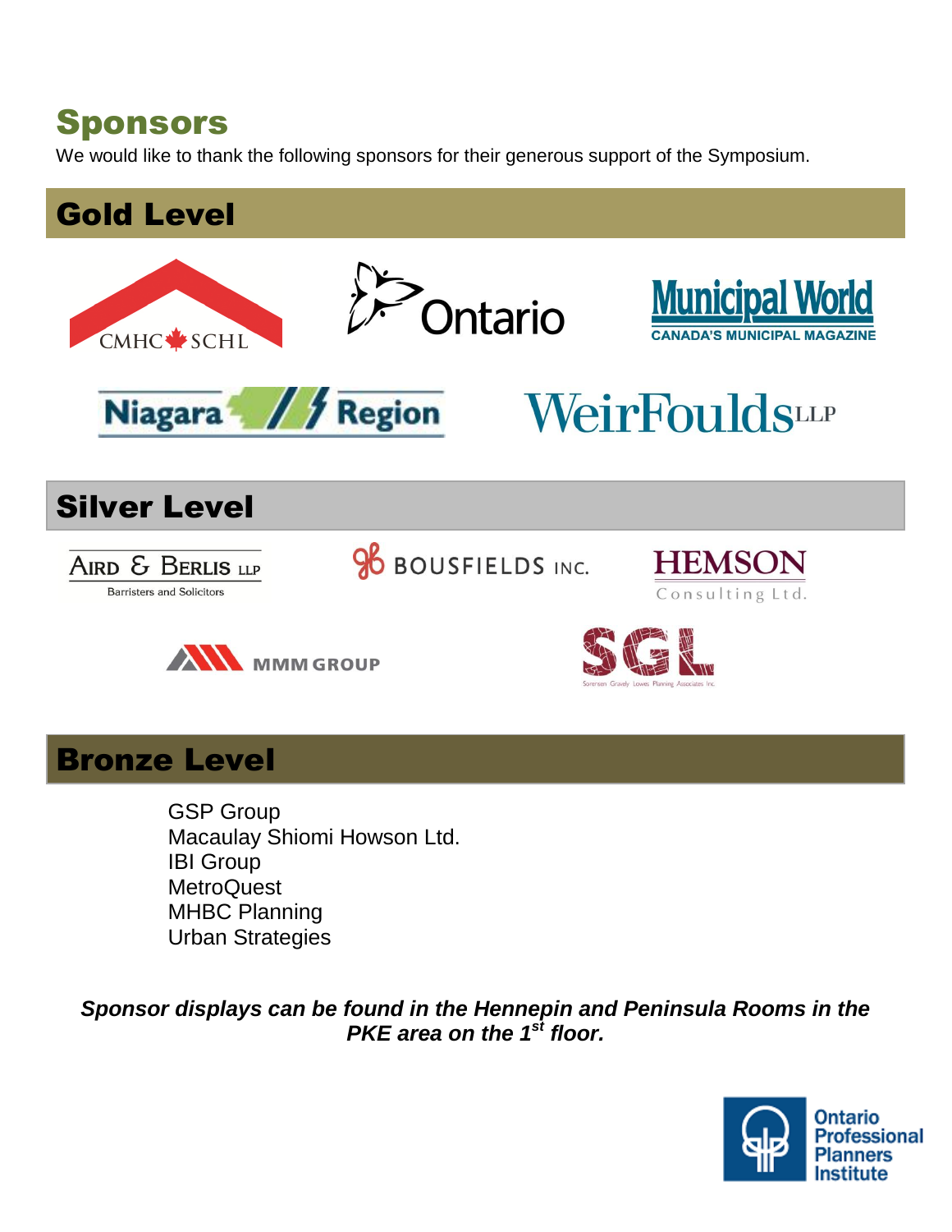## Sponsors

We would like to thank the following sponsors for their generous support of the Symposium.

## Gold Level

## Silver Level

## Bronze Level

GSP Group
Macaulay Shiomi Howson Ltd.
IBI Group
MetroQuest
MHBC Planning
Urban Strategies

***Sponsor displays can be found in the Hennepin and Peninsula Rooms in the PKE area on the 1st floor.***